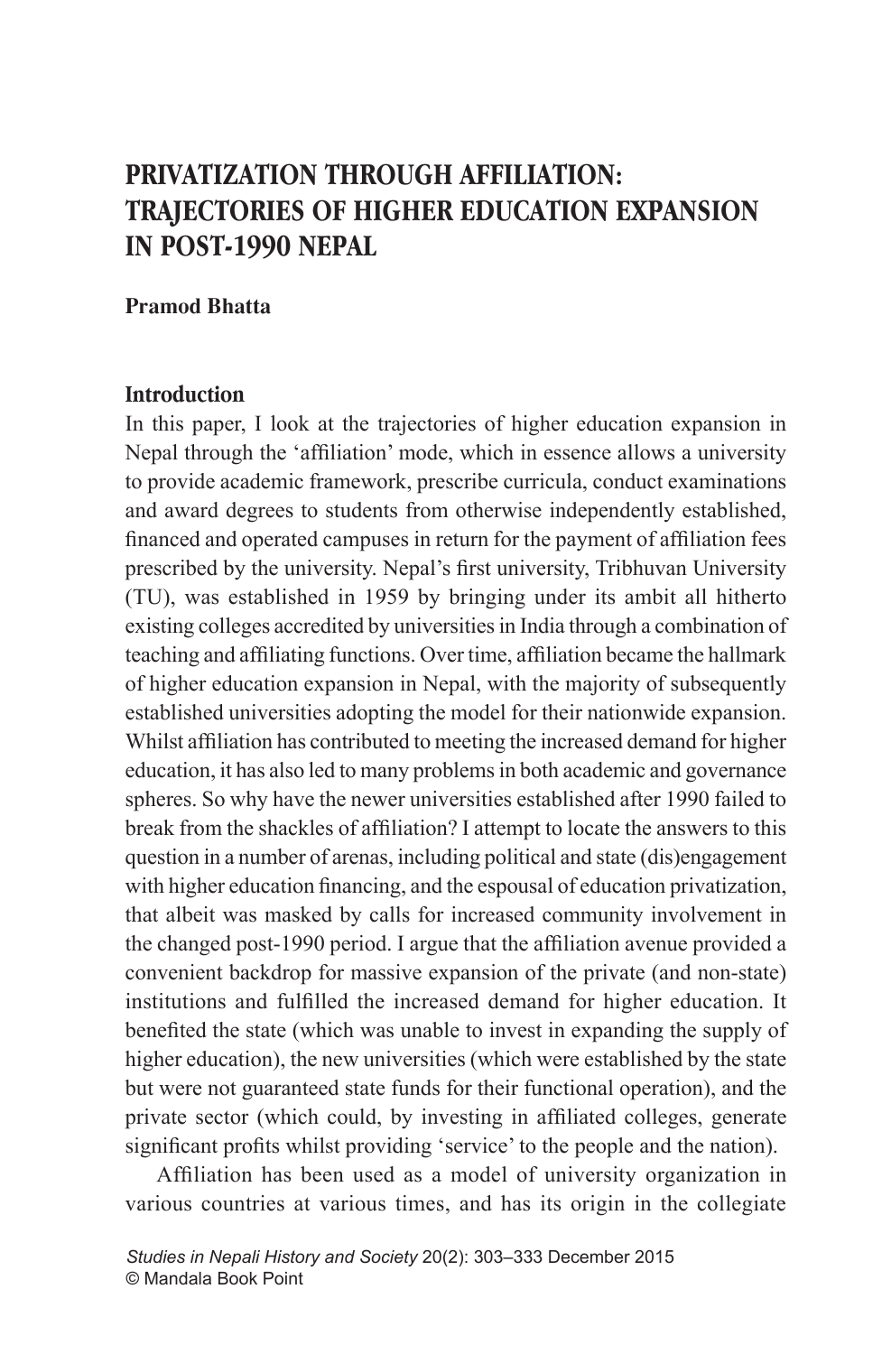# PRIVATIZATION THROUGH AFFILIATION: TRAJECTORIES OF HIGHER EDUCATION EXPANSION IN POST-1990 NEPAL

**Pramod Bhatta**

## Introduction

In this paper, I look at the trajectories of higher education expansion in Nepal through the 'affiliation' mode, which in essence allows a university to provide academic framework, prescribe curricula, conduct examinations and award degrees to students from otherwise independently established, financed and operated campuses in return for the payment of affiliation fees prescribed by the university. Nepal's first university, Tribhuvan University (TU), was established in 1959 by bringing under its ambit all hitherto existing colleges accredited by universities in India through a combination of teaching and affiliating functions. Over time, affiliation became the hallmark of higher education expansion in Nepal, with the majority of subsequently established universities adopting the model for their nationwide expansion. Whilst affiliation has contributed to meeting the increased demand for higher education, it has also led to many problems in both academic and governance spheres. So why have the newer universities established after 1990 failed to break from the shackles of affiliation? I attempt to locate the answers to this question in a number of arenas, including political and state (dis)engagement with higher education financing, and the espousal of education privatization, that albeit was masked by calls for increased community involvement in the changed post-1990 period. I argue that the affiliation avenue provided a convenient backdrop for massive expansion of the private (and non-state) institutions and fulfilled the increased demand for higher education. It benefited the state (which was unable to invest in expanding the supply of higher education), the new universities (which were established by the state but were not guaranteed state funds for their functional operation), and the private sector (which could, by investing in affiliated colleges, generate significant profits whilst providing 'service' to the people and the nation).

Affiliation has been used as a model of university organization in various countries at various times, and has its origin in the collegiate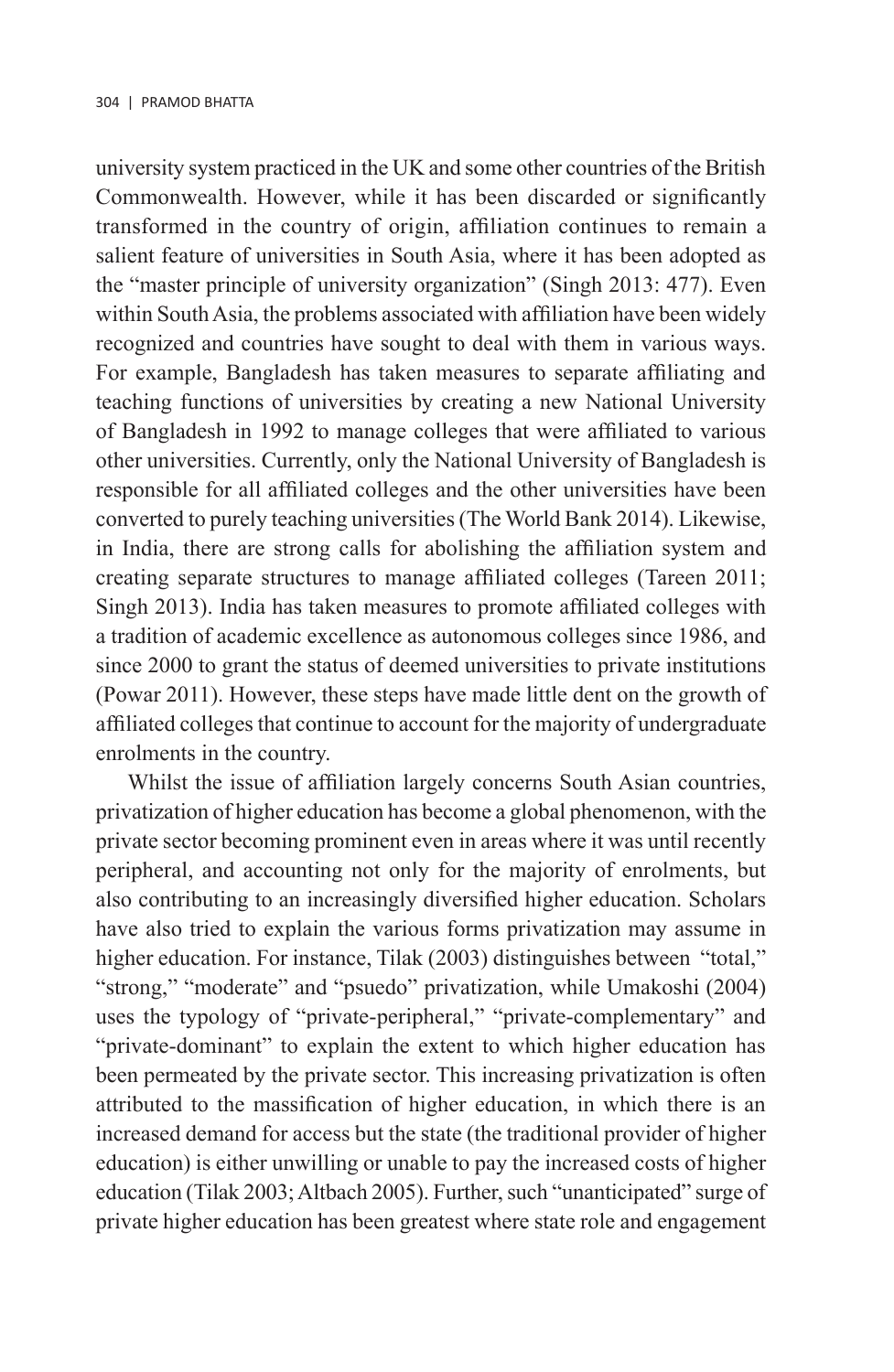university system practiced in the UK and some other countries of the British Commonwealth. However, while it has been discarded or significantly transformed in the country of origin, affiliation continues to remain a salient feature of universities in South Asia, where it has been adopted as the "master principle of university organization" (Singh 2013: 477). Even within South Asia, the problems associated with affiliation have been widely recognized and countries have sought to deal with them in various ways. For example, Bangladesh has taken measures to separate affiliating and teaching functions of universities by creating a new National University of Bangladesh in 1992 to manage colleges that were affiliated to various other universities. Currently, only the National University of Bangladesh is responsible for all affiliated colleges and the other universities have been converted to purely teaching universities (The World Bank 2014). Likewise, in India, there are strong calls for abolishing the affiliation system and creating separate structures to manage affiliated colleges (Tareen 2011; Singh 2013). India has taken measures to promote affiliated colleges with a tradition of academic excellence as autonomous colleges since 1986, and since 2000 to grant the status of deemed universities to private institutions (Powar 2011). However, these steps have made little dent on the growth of affiliated colleges that continue to account for the majority of undergraduate enrolments in the country.

Whilst the issue of affiliation largely concerns South Asian countries, privatization of higher education has become a global phenomenon, with the private sector becoming prominent even in areas where it was until recently peripheral, and accounting not only for the majority of enrolments, but also contributing to an increasingly diversified higher education. Scholars have also tried to explain the various forms privatization may assume in higher education. For instance, Tilak (2003) distinguishes between "total," "strong," "moderate" and "psuedo" privatization, while Umakoshi (2004) uses the typology of "private-peripheral," "private-complementary" and "private-dominant" to explain the extent to which higher education has been permeated by the private sector. This increasing privatization is often attributed to the massification of higher education, in which there is an increased demand for access but the state (the traditional provider of higher education) is either unwilling or unable to pay the increased costs of higher education (Tilak 2003; Altbach 2005). Further, such "unanticipated" surge of private higher education has been greatest where state role and engagement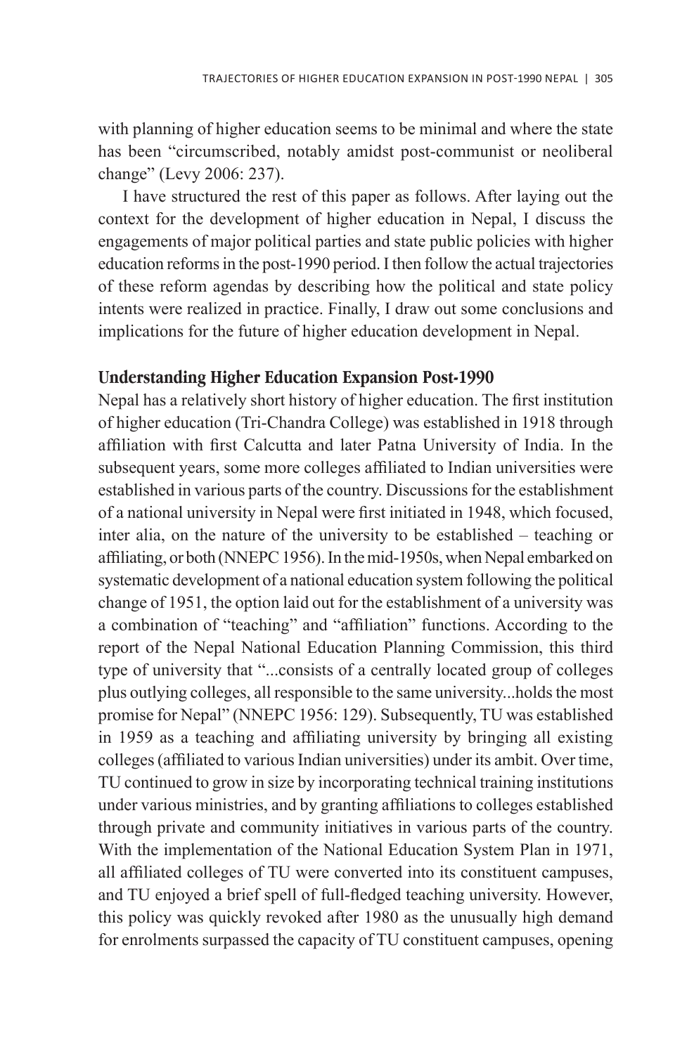with planning of higher education seems to be minimal and where the state has been "circumscribed, notably amidst post-communist or neoliberal change" (Levy 2006: 237).

I have structured the rest of this paper as follows. After laying out the context for the development of higher education in Nepal, I discuss the engagements of major political parties and state public policies with higher education reforms in the post-1990 period. I then follow the actual trajectories of these reform agendas by describing how the political and state policy intents were realized in practice. Finally, I draw out some conclusions and implications for the future of higher education development in Nepal.

## Understanding Higher Education Expansion Post-1990

Nepal has a relatively short history of higher education. The first institution of higher education (Tri-Chandra College) was established in 1918 through affiliation with first Calcutta and later Patna University of India. In the subsequent years, some more colleges affiliated to Indian universities were established in various parts of the country. Discussions for the establishment of a national university in Nepal were first initiated in 1948, which focused, inter alia, on the nature of the university to be established – teaching or affiliating, or both (NNEPC 1956). In the mid-1950s, when Nepal embarked on systematic development of a national education system following the political change of 1951, the option laid out for the establishment of a university was a combination of "teaching" and "affiliation" functions. According to the report of the Nepal National Education Planning Commission, this third type of university that "...consists of a centrally located group of colleges plus outlying colleges, all responsible to the same university...holds the most promise for Nepal" (NNEPC 1956: 129). Subsequently, TU was established in 1959 as a teaching and affiliating university by bringing all existing colleges (affiliated to various Indian universities) under its ambit. Over time, TU continued to grow in size by incorporating technical training institutions under various ministries, and by granting affiliations to colleges established through private and community initiatives in various parts of the country. With the implementation of the National Education System Plan in 1971, all affiliated colleges of TU were converted into its constituent campuses, and TU enjoyed a brief spell of full-fledged teaching university. However, this policy was quickly revoked after 1980 as the unusually high demand for enrolments surpassed the capacity of TU constituent campuses, opening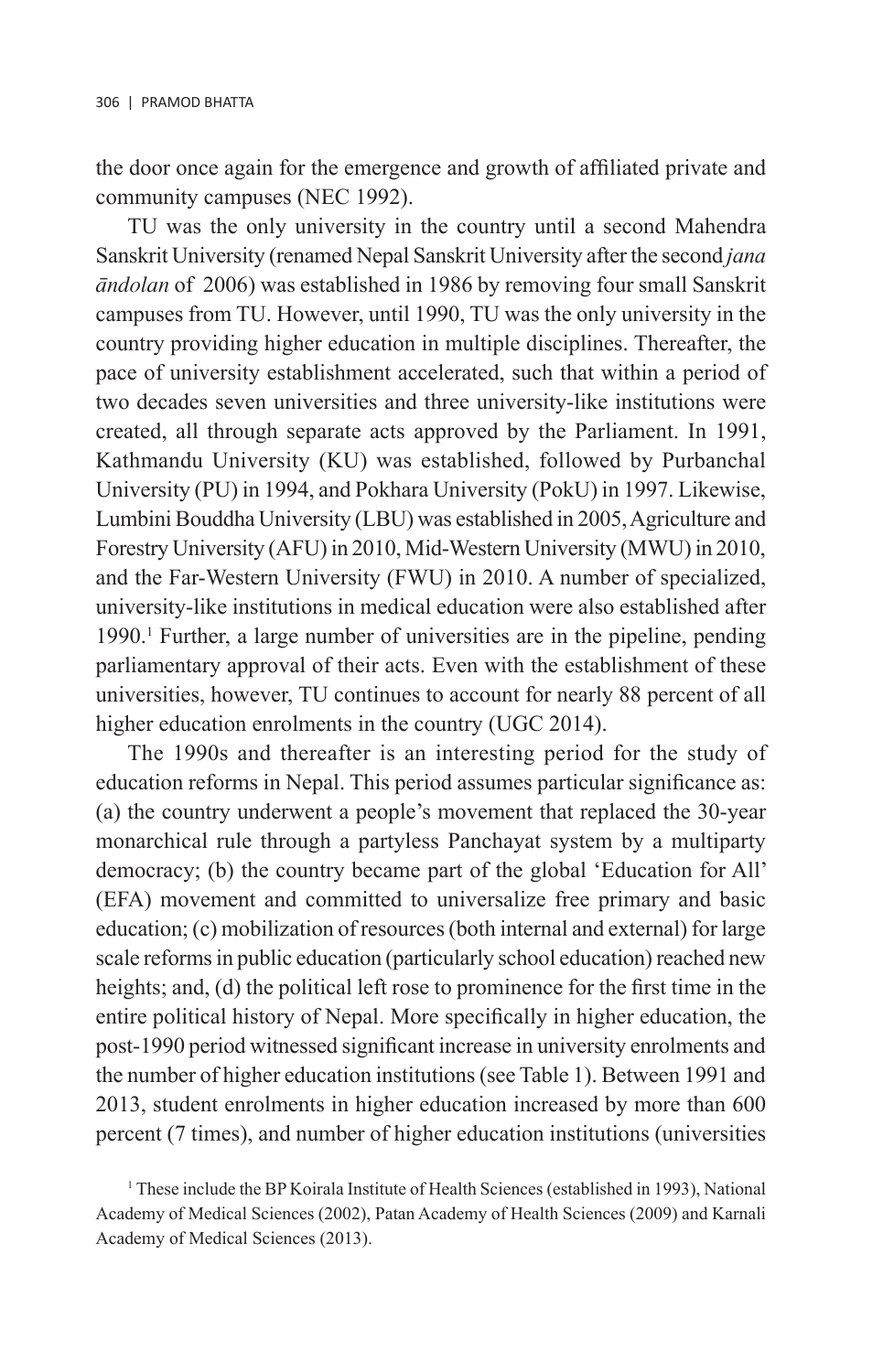the door once again for the emergence and growth of affiliated private and community campuses (NEC 1992).

TU was the only university in the country until a second Mahendra Sanskrit University (renamed Nepal Sanskrit University after the second *jana āndolan* of 2006) was established in 1986 by removing four small Sanskrit campuses from TU. However, until 1990, TU was the only university in the country providing higher education in multiple disciplines. Thereafter, the pace of university establishment accelerated, such that within a period of two decades seven universities and three university-like institutions were created, all through separate acts approved by the Parliament. In 1991, Kathmandu University (KU) was established, followed by Purbanchal University (PU) in 1994, and Pokhara University (PokU) in 1997. Likewise, Lumbini Bouddha University (LBU) was established in 2005, Agriculture and Forestry University (AFU) in 2010, Mid-Western University (MWU) in 2010, and the Far-Western University (FWU) in 2010. A number of specialized, university-like institutions in medical education were also established after 1990.[1] Further, a large number of universities are in the pipeline, pending parliamentary approval of their acts. Even with the establishment of these universities, however, TU continues to account for nearly 88 percent of all higher education enrolments in the country (UGC 2014).

The 1990s and thereafter is an interesting period for the study of education reforms in Nepal. This period assumes particular significance as: (a) the country underwent a people's movement that replaced the 30-year monarchical rule through a partyless Panchayat system by a multiparty democracy; (b) the country became part of the global 'Education for All' (EFA) movement and committed to universalize free primary and basic education; (c) mobilization of resources (both internal and external) for large scale reforms in public education (particularly school education) reached new heights; and, (d) the political left rose to prominence for the first time in the entire political history of Nepal. More specifically in higher education, the post-1990 period witnessed significant increase in university enrolments and the number of higher education institutions (see Table 1). Between 1991 and 2013, student enrolments in higher education increased by more than 600 percent (7 times), and number of higher education institutions (universities

[1] These include the BP Koirala Institute of Health Sciences (established in 1993), National Academy of Medical Sciences (2002), Patan Academy of Health Sciences (2009) and Karnali Academy of Medical Sciences (2013).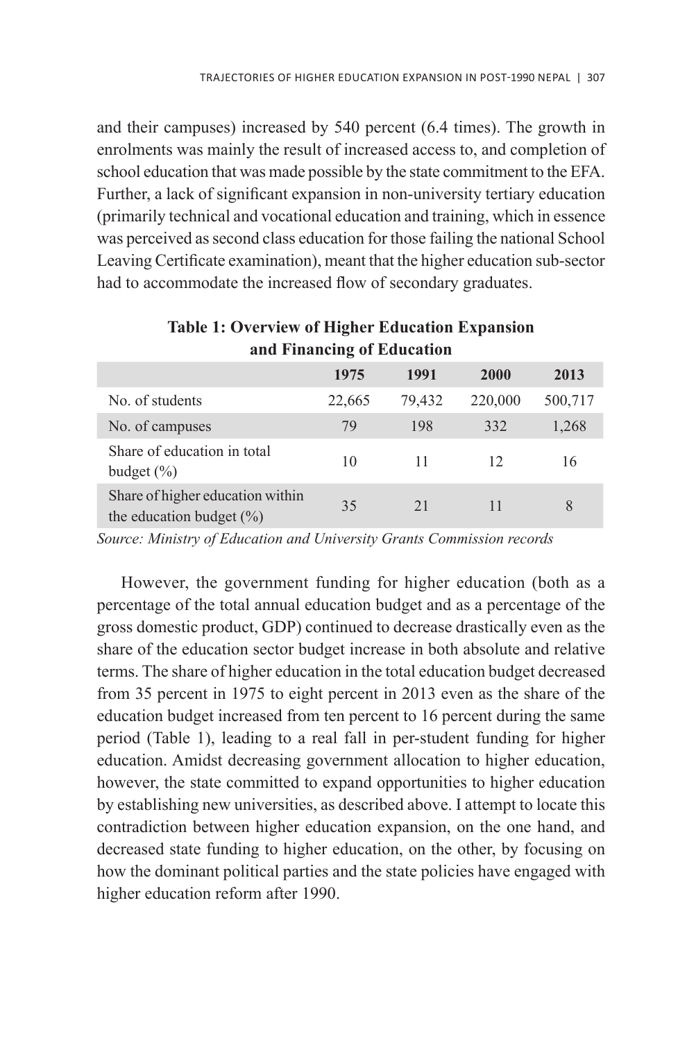and their campuses) increased by 540 percent (6.4 times). The growth in enrolments was mainly the result of increased access to, and completion of school education that was made possible by the state commitment to the EFA. Further, a lack of significant expansion in non-university tertiary education (primarily technical and vocational education and training, which in essence was perceived as second class education for those failing the national School Leaving Certificate examination), meant that the higher education sub-sector had to accommodate the increased flow of secondary graduates.

**Table 1: Overview of Higher Education Expansion and Financing of Education**

| | 1975 | 1991 | 2000 | 2013 |
|---|---|---|---|---|
| No. of students | 22,665 | 79,432 | 220,000 | 500,717 |
| No. of campuses | 79 | 198 | 332 | 1,268 |
| Share of education in total budget (%) | 10 | 11 | 12 | 16 |
| Share of higher education within the education budget (%) | 35 | 21 | 11 | 8 |

*Source: Ministry of Education and University Grants Commission records*

However, the government funding for higher education (both as a percentage of the total annual education budget and as a percentage of the gross domestic product, GDP) continued to decrease drastically even as the share of the education sector budget increase in both absolute and relative terms. The share of higher education in the total education budget decreased from 35 percent in 1975 to eight percent in 2013 even as the share of the education budget increased from ten percent to 16 percent during the same period (Table 1), leading to a real fall in per-student funding for higher education. Amidst decreasing government allocation to higher education, however, the state committed to expand opportunities to higher education by establishing new universities, as described above. I attempt to locate this contradiction between higher education expansion, on the one hand, and decreased state funding to higher education, on the other, by focusing on how the dominant political parties and the state policies have engaged with higher education reform after 1990.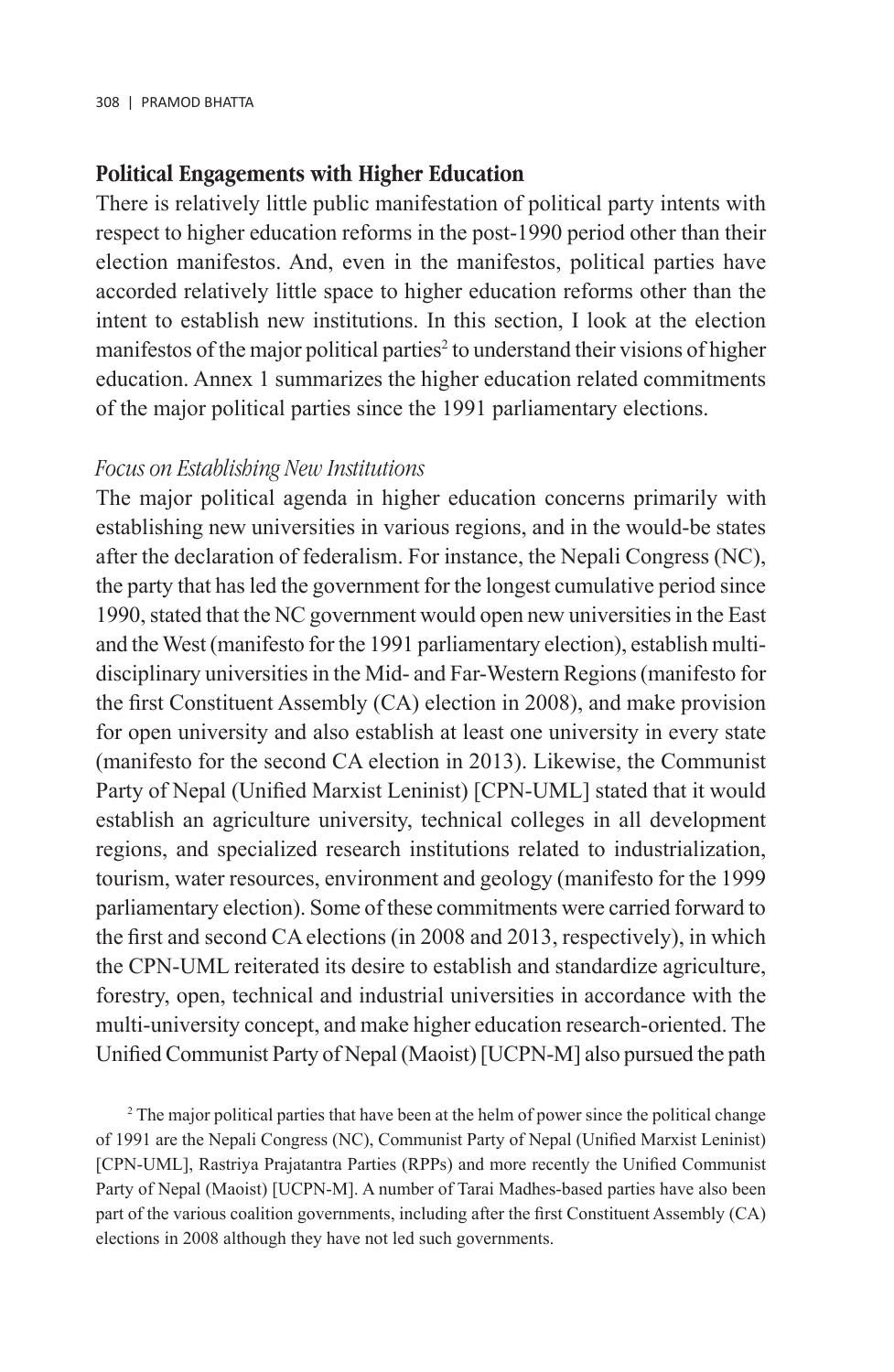## Political Engagements with Higher Education

There is relatively little public manifestation of political party intents with respect to higher education reforms in the post-1990 period other than their election manifestos. And, even in the manifestos, political parties have accorded relatively little space to higher education reforms other than the intent to establish new institutions. In this section, I look at the election manifestos of the major political parties[2] to understand their visions of higher education. Annex 1 summarizes the higher education related commitments of the major political parties since the 1991 parliamentary elections.

### *Focus on Establishing New Institutions*

The major political agenda in higher education concerns primarily with establishing new universities in various regions, and in the would-be states after the declaration of federalism. For instance, the Nepali Congress (NC), the party that has led the government for the longest cumulative period since 1990, stated that the NC government would open new universities in the East and the West (manifesto for the 1991 parliamentary election), establish multi-disciplinary universities in the Mid- and Far-Western Regions (manifesto for the first Constituent Assembly (CA) election in 2008), and make provision for open university and also establish at least one university in every state (manifesto for the second CA election in 2013). Likewise, the Communist Party of Nepal (Unified Marxist Leninist) [CPN-UML] stated that it would establish an agriculture university, technical colleges in all development regions, and specialized research institutions related to industrialization, tourism, water resources, environment and geology (manifesto for the 1999 parliamentary election). Some of these commitments were carried forward to the first and second CA elections (in 2008 and 2013, respectively), in which the CPN-UML reiterated its desire to establish and standardize agriculture, forestry, open, technical and industrial universities in accordance with the multi-university concept, and make higher education research-oriented. The Unified Communist Party of Nepal (Maoist) [UCPN-M] also pursued the path

[2] The major political parties that have been at the helm of power since the political change of 1991 are the Nepali Congress (NC), Communist Party of Nepal (Unified Marxist Leninist) [CPN-UML], Rastriya Prajatantra Parties (RPPs) and more recently the Unified Communist Party of Nepal (Maoist) [UCPN-M]. A number of Tarai Madhes-based parties have also been part of the various coalition governments, including after the first Constituent Assembly (CA) elections in 2008 although they have not led such governments.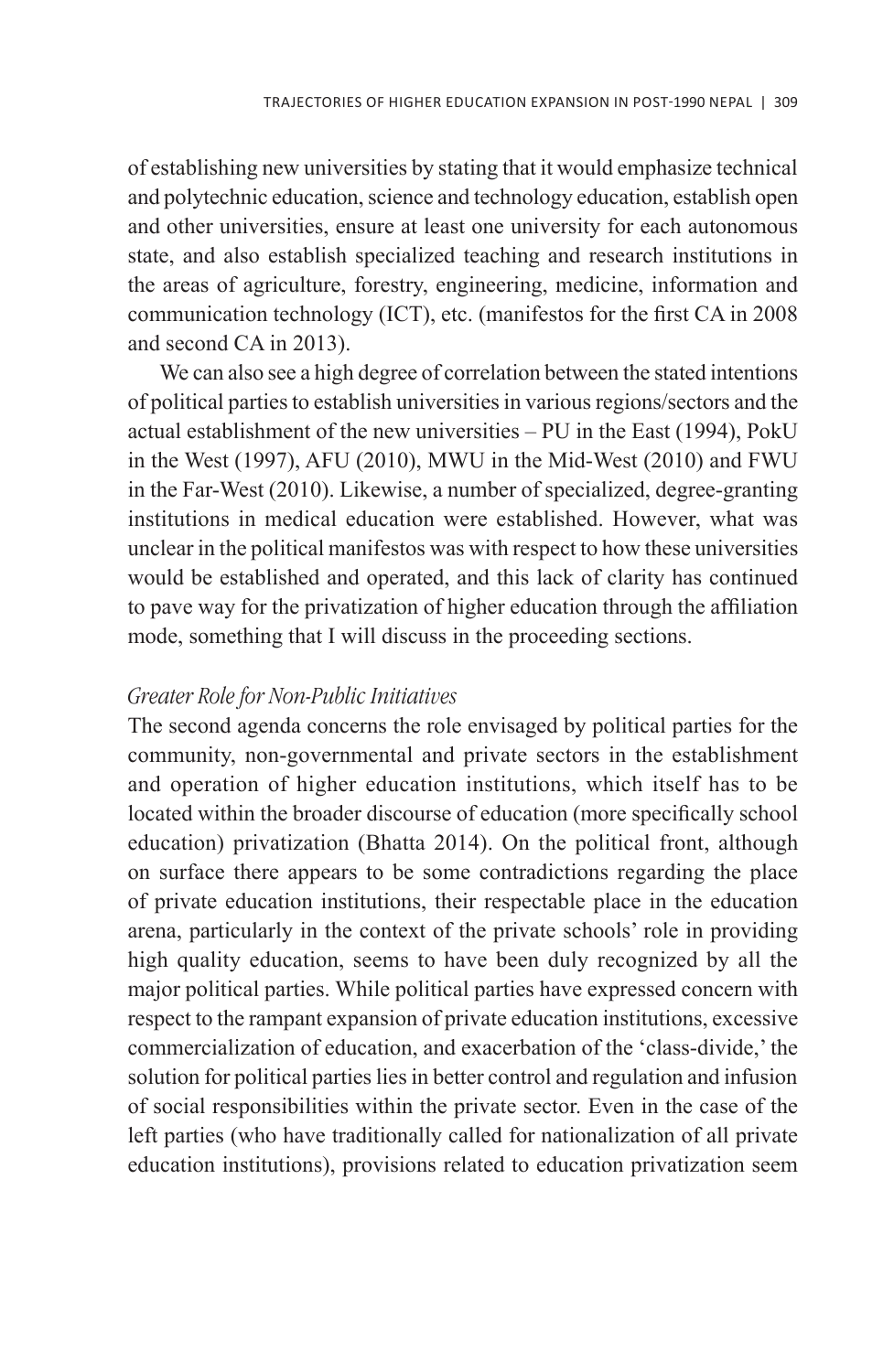of establishing new universities by stating that it would emphasize technical and polytechnic education, science and technology education, establish open and other universities, ensure at least one university for each autonomous state, and also establish specialized teaching and research institutions in the areas of agriculture, forestry, engineering, medicine, information and communication technology (ICT), etc. (manifestos for the first CA in 2008 and second CA in 2013).

We can also see a high degree of correlation between the stated intentions of political parties to establish universities in various regions/sectors and the actual establishment of the new universities – PU in the East (1994), PokU in the West (1997), AFU (2010), MWU in the Mid-West (2010) and FWU in the Far-West (2010). Likewise, a number of specialized, degree-granting institutions in medical education were established. However, what was unclear in the political manifestos was with respect to how these universities would be established and operated, and this lack of clarity has continued to pave way for the privatization of higher education through the affiliation mode, something that I will discuss in the proceeding sections.

*Greater Role for Non-Public Initiatives*

The second agenda concerns the role envisaged by political parties for the community, non-governmental and private sectors in the establishment and operation of higher education institutions, which itself has to be located within the broader discourse of education (more specifically school education) privatization (Bhatta 2014). On the political front, although on surface there appears to be some contradictions regarding the place of private education institutions, their respectable place in the education arena, particularly in the context of the private schools' role in providing high quality education, seems to have been duly recognized by all the major political parties. While political parties have expressed concern with respect to the rampant expansion of private education institutions, excessive commercialization of education, and exacerbation of the 'class-divide,' the solution for political parties lies in better control and regulation and infusion of social responsibilities within the private sector. Even in the case of the left parties (who have traditionally called for nationalization of all private education institutions), provisions related to education privatization seem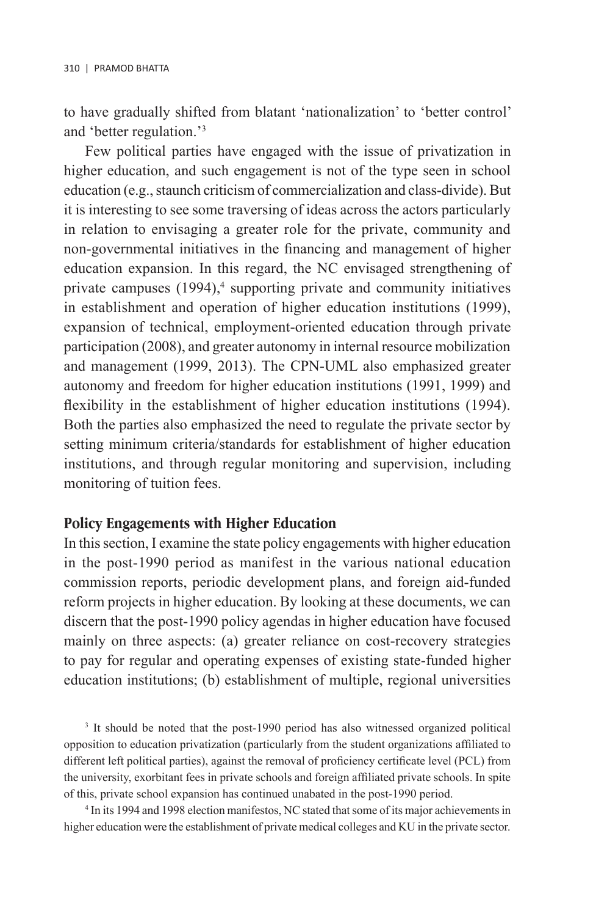to have gradually shifted from blatant 'nationalization' to 'better control' and 'better regulation.'[3]

Few political parties have engaged with the issue of privatization in higher education, and such engagement is not of the type seen in school education (e.g., staunch criticism of commercialization and class-divide). But it is interesting to see some traversing of ideas across the actors particularly in relation to envisaging a greater role for the private, community and non-governmental initiatives in the financing and management of higher education expansion. In this regard, the NC envisaged strengthening of private campuses (1994),[4] supporting private and community initiatives in establishment and operation of higher education institutions (1999), expansion of technical, employment-oriented education through private participation (2008), and greater autonomy in internal resource mobilization and management (1999, 2013). The CPN-UML also emphasized greater autonomy and freedom for higher education institutions (1991, 1999) and flexibility in the establishment of higher education institutions (1994). Both the parties also emphasized the need to regulate the private sector by setting minimum criteria/standards for establishment of higher education institutions, and through regular monitoring and supervision, including monitoring of tuition fees.

## Policy Engagements with Higher Education

In this section, I examine the state policy engagements with higher education in the post-1990 period as manifest in the various national education commission reports, periodic development plans, and foreign aid-funded reform projects in higher education. By looking at these documents, we can discern that the post-1990 policy agendas in higher education have focused mainly on three aspects: (a) greater reliance on cost-recovery strategies to pay for regular and operating expenses of existing state-funded higher education institutions; (b) establishment of multiple, regional universities

[3] It should be noted that the post-1990 period has also witnessed organized political opposition to education privatization (particularly from the student organizations affiliated to different left political parties), against the removal of proficiency certificate level (PCL) from the university, exorbitant fees in private schools and foreign affiliated private schools. In spite of this, private school expansion has continued unabated in the post-1990 period.

[4] In its 1994 and 1998 election manifestos, NC stated that some of its major achievements in higher education were the establishment of private medical colleges and KU in the private sector.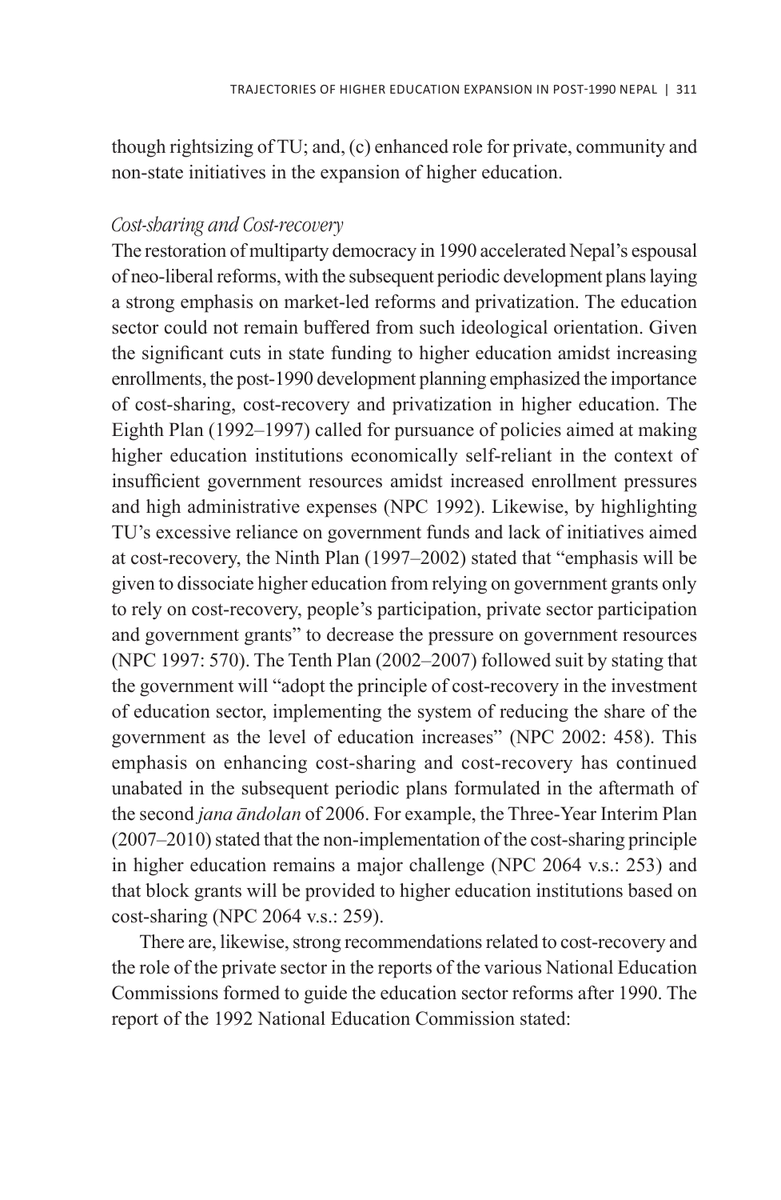though rightsizing of TU; and, (c) enhanced role for private, community and non-state initiatives in the expansion of higher education.

### *Cost-sharing and Cost-recovery*

The restoration of multiparty democracy in 1990 accelerated Nepal's espousal of neo-liberal reforms, with the subsequent periodic development plans laying a strong emphasis on market-led reforms and privatization. The education sector could not remain buffered from such ideological orientation. Given the significant cuts in state funding to higher education amidst increasing enrollments, the post-1990 development planning emphasized the importance of cost-sharing, cost-recovery and privatization in higher education. The Eighth Plan (1992–1997) called for pursuance of policies aimed at making higher education institutions economically self-reliant in the context of insufficient government resources amidst increased enrollment pressures and high administrative expenses (NPC 1992). Likewise, by highlighting TU's excessive reliance on government funds and lack of initiatives aimed at cost-recovery, the Ninth Plan (1997–2002) stated that "emphasis will be given to dissociate higher education from relying on government grants only to rely on cost-recovery, people's participation, private sector participation and government grants" to decrease the pressure on government resources (NPC 1997: 570). The Tenth Plan (2002–2007) followed suit by stating that the government will "adopt the principle of cost-recovery in the investment of education sector, implementing the system of reducing the share of the government as the level of education increases" (NPC 2002: 458). This emphasis on enhancing cost-sharing and cost-recovery has continued unabated in the subsequent periodic plans formulated in the aftermath of the second *jana āndolan* of 2006. For example, the Three-Year Interim Plan (2007–2010) stated that the non-implementation of the cost-sharing principle in higher education remains a major challenge (NPC 2064 v.s.: 253) and that block grants will be provided to higher education institutions based on cost-sharing (NPC 2064 v.s.: 259).

There are, likewise, strong recommendations related to cost-recovery and the role of the private sector in the reports of the various National Education Commissions formed to guide the education sector reforms after 1990. The report of the 1992 National Education Commission stated: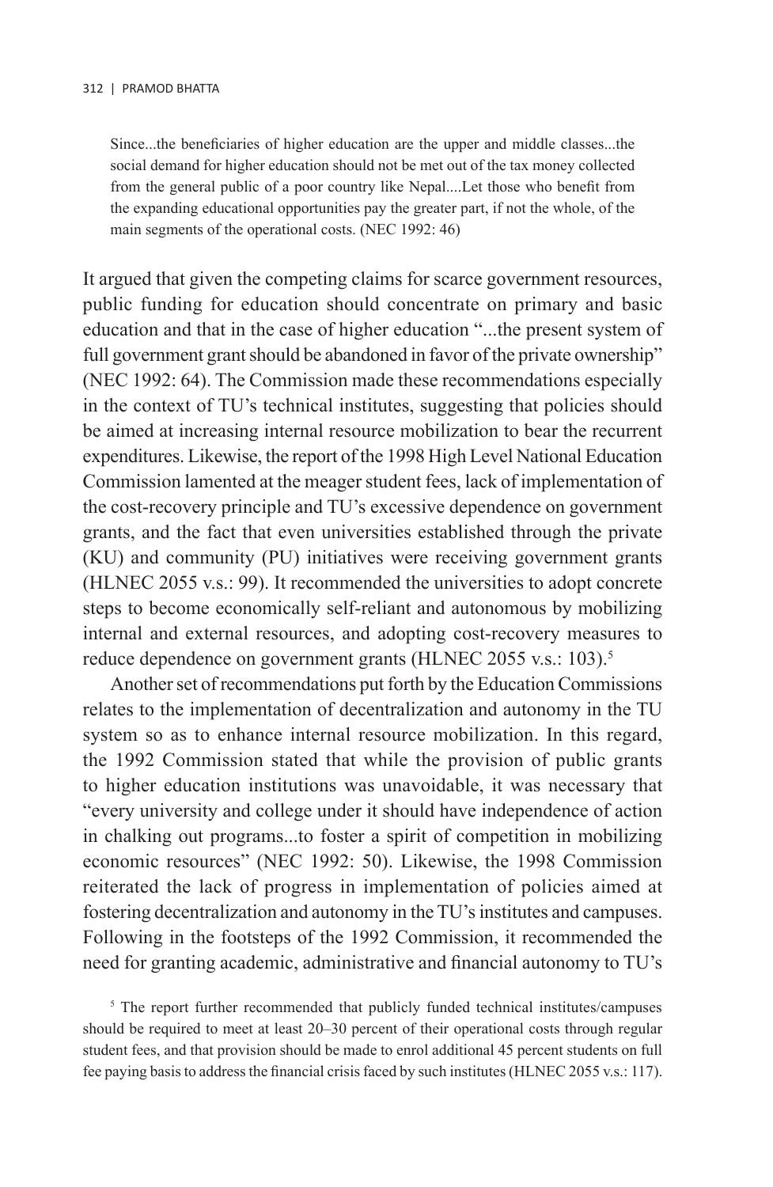> Since...the beneficiaries of higher education are the upper and middle classes...the social demand for higher education should not be met out of the tax money collected from the general public of a poor country like Nepal....Let those who benefit from the expanding educational opportunities pay the greater part, if not the whole, of the main segments of the operational costs. (NEC 1992: 46)

It argued that given the competing claims for scarce government resources, public funding for education should concentrate on primary and basic education and that in the case of higher education "...the present system of full government grant should be abandoned in favor of the private ownership" (NEC 1992: 64). The Commission made these recommendations especially in the context of TU's technical institutes, suggesting that policies should be aimed at increasing internal resource mobilization to bear the recurrent expenditures. Likewise, the report of the 1998 High Level National Education Commission lamented at the meager student fees, lack of implementation of the cost-recovery principle and TU's excessive dependence on government grants, and the fact that even universities established through the private (KU) and community (PU) initiatives were receiving government grants (HLNEC 2055 v.s.: 99). It recommended the universities to adopt concrete steps to become economically self-reliant and autonomous by mobilizing internal and external resources, and adopting cost-recovery measures to reduce dependence on government grants (HLNEC 2055 v.s.: 103).[5]

Another set of recommendations put forth by the Education Commissions relates to the implementation of decentralization and autonomy in the TU system so as to enhance internal resource mobilization. In this regard, the 1992 Commission stated that while the provision of public grants to higher education institutions was unavoidable, it was necessary that "every university and college under it should have independence of action in chalking out programs...to foster a spirit of competition in mobilizing economic resources" (NEC 1992: 50). Likewise, the 1998 Commission reiterated the lack of progress in implementation of policies aimed at fostering decentralization and autonomy in the TU's institutes and campuses. Following in the footsteps of the 1992 Commission, it recommended the need for granting academic, administrative and financial autonomy to TU's

[5] The report further recommended that publicly funded technical institutes/campuses should be required to meet at least 20–30 percent of their operational costs through regular student fees, and that provision should be made to enrol additional 45 percent students on full fee paying basis to address the financial crisis faced by such institutes (HLNEC 2055 v.s.: 117).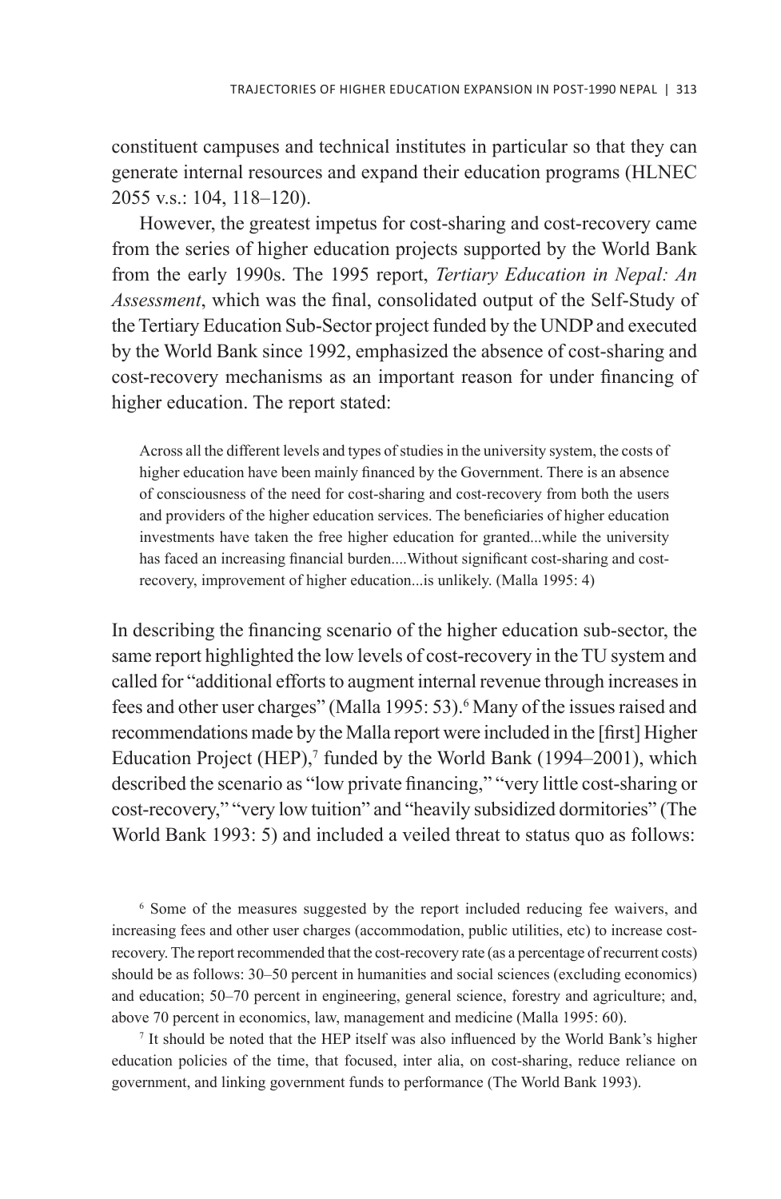constituent campuses and technical institutes in particular so that they can generate internal resources and expand their education programs (HLNEC 2055 v.s.: 104, 118–120).

However, the greatest impetus for cost-sharing and cost-recovery came from the series of higher education projects supported by the World Bank from the early 1990s. The 1995 report, *Tertiary Education in Nepal: An Assessment*, which was the final, consolidated output of the Self-Study of the Tertiary Education Sub-Sector project funded by the UNDP and executed by the World Bank since 1992, emphasized the absence of cost-sharing and cost-recovery mechanisms as an important reason for under financing of higher education. The report stated:

> Across all the different levels and types of studies in the university system, the costs of higher education have been mainly financed by the Government. There is an absence of consciousness of the need for cost-sharing and cost-recovery from both the users and providers of the higher education services. The beneficiaries of higher education investments have taken the free higher education for granted...while the university has faced an increasing financial burden....Without significant cost-sharing and cost-recovery, improvement of higher education...is unlikely. (Malla 1995: 4)

In describing the financing scenario of the higher education sub-sector, the same report highlighted the low levels of cost-recovery in the TU system and called for "additional efforts to augment internal revenue through increases in fees and other user charges" (Malla 1995: 53).[6] Many of the issues raised and recommendations made by the Malla report were included in the [first] Higher Education Project (HEP),[7] funded by the World Bank (1994–2001), which described the scenario as "low private financing," "very little cost-sharing or cost-recovery," "very low tuition" and "heavily subsidized dormitories" (The World Bank 1993: 5) and included a veiled threat to status quo as follows:

[6] Some of the measures suggested by the report included reducing fee waivers, and increasing fees and other user charges (accommodation, public utilities, etc) to increase cost-recovery. The report recommended that the cost-recovery rate (as a percentage of recurrent costs) should be as follows: 30–50 percent in humanities and social sciences (excluding economics) and education; 50–70 percent in engineering, general science, forestry and agriculture; and, above 70 percent in economics, law, management and medicine (Malla 1995: 60).

[7] It should be noted that the HEP itself was also influenced by the World Bank's higher education policies of the time, that focused, inter alia, on cost-sharing, reduce reliance on government, and linking government funds to performance (The World Bank 1993).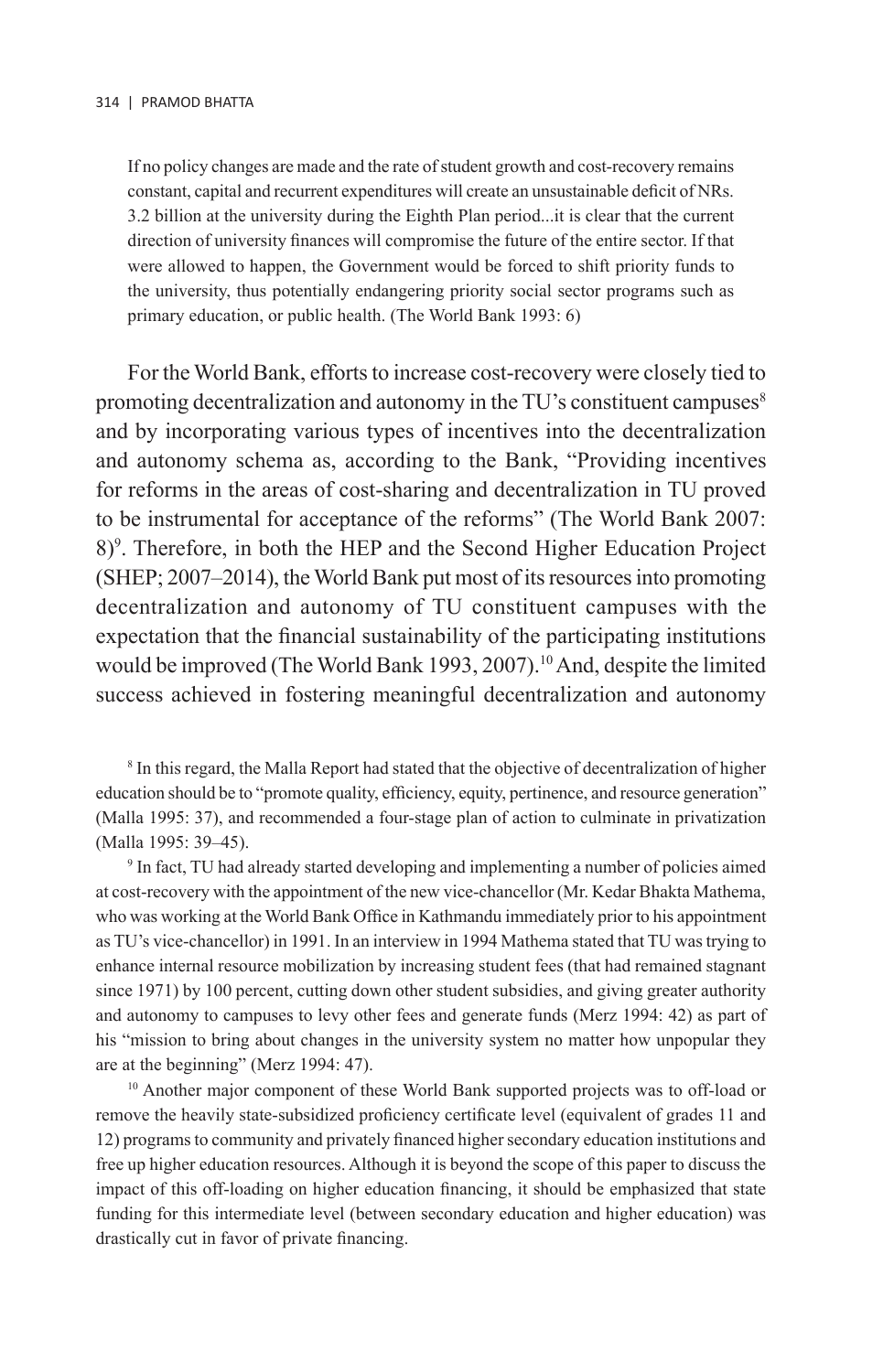> If no policy changes are made and the rate of student growth and cost-recovery remains constant, capital and recurrent expenditures will create an unsustainable deficit of NRs. 3.2 billion at the university during the Eighth Plan period...it is clear that the current direction of university finances will compromise the future of the entire sector. If that were allowed to happen, the Government would be forced to shift priority funds to the university, thus potentially endangering priority social sector programs such as primary education, or public health. (The World Bank 1993: 6)

For the World Bank, efforts to increase cost-recovery were closely tied to promoting decentralization and autonomy in the TU's constituent campuses[8] and by incorporating various types of incentives into the decentralization and autonomy schema as, according to the Bank, "Providing incentives for reforms in the areas of cost-sharing and decentralization in TU proved to be instrumental for acceptance of the reforms" (The World Bank 2007: 8)[9]. Therefore, in both the HEP and the Second Higher Education Project (SHEP; 2007–2014), the World Bank put most of its resources into promoting decentralization and autonomy of TU constituent campuses with the expectation that the financial sustainability of the participating institutions would be improved (The World Bank 1993, 2007).[10] And, despite the limited success achieved in fostering meaningful decentralization and autonomy

[8] In this regard, the Malla Report had stated that the objective of decentralization of higher education should be to "promote quality, efficiency, equity, pertinence, and resource generation" (Malla 1995: 37), and recommended a four-stage plan of action to culminate in privatization (Malla 1995: 39–45).

[9] In fact, TU had already started developing and implementing a number of policies aimed at cost-recovery with the appointment of the new vice-chancellor (Mr. Kedar Bhakta Mathema, who was working at the World Bank Office in Kathmandu immediately prior to his appointment as TU's vice-chancellor) in 1991. In an interview in 1994 Mathema stated that TU was trying to enhance internal resource mobilization by increasing student fees (that had remained stagnant since 1971) by 100 percent, cutting down other student subsidies, and giving greater authority and autonomy to campuses to levy other fees and generate funds (Merz 1994: 42) as part of his "mission to bring about changes in the university system no matter how unpopular they are at the beginning" (Merz 1994: 47).

[10] Another major component of these World Bank supported projects was to off-load or remove the heavily state-subsidized proficiency certificate level (equivalent of grades 11 and 12) programs to community and privately financed higher secondary education institutions and free up higher education resources. Although it is beyond the scope of this paper to discuss the impact of this off-loading on higher education financing, it should be emphasized that state funding for this intermediate level (between secondary education and higher education) was drastically cut in favor of private financing.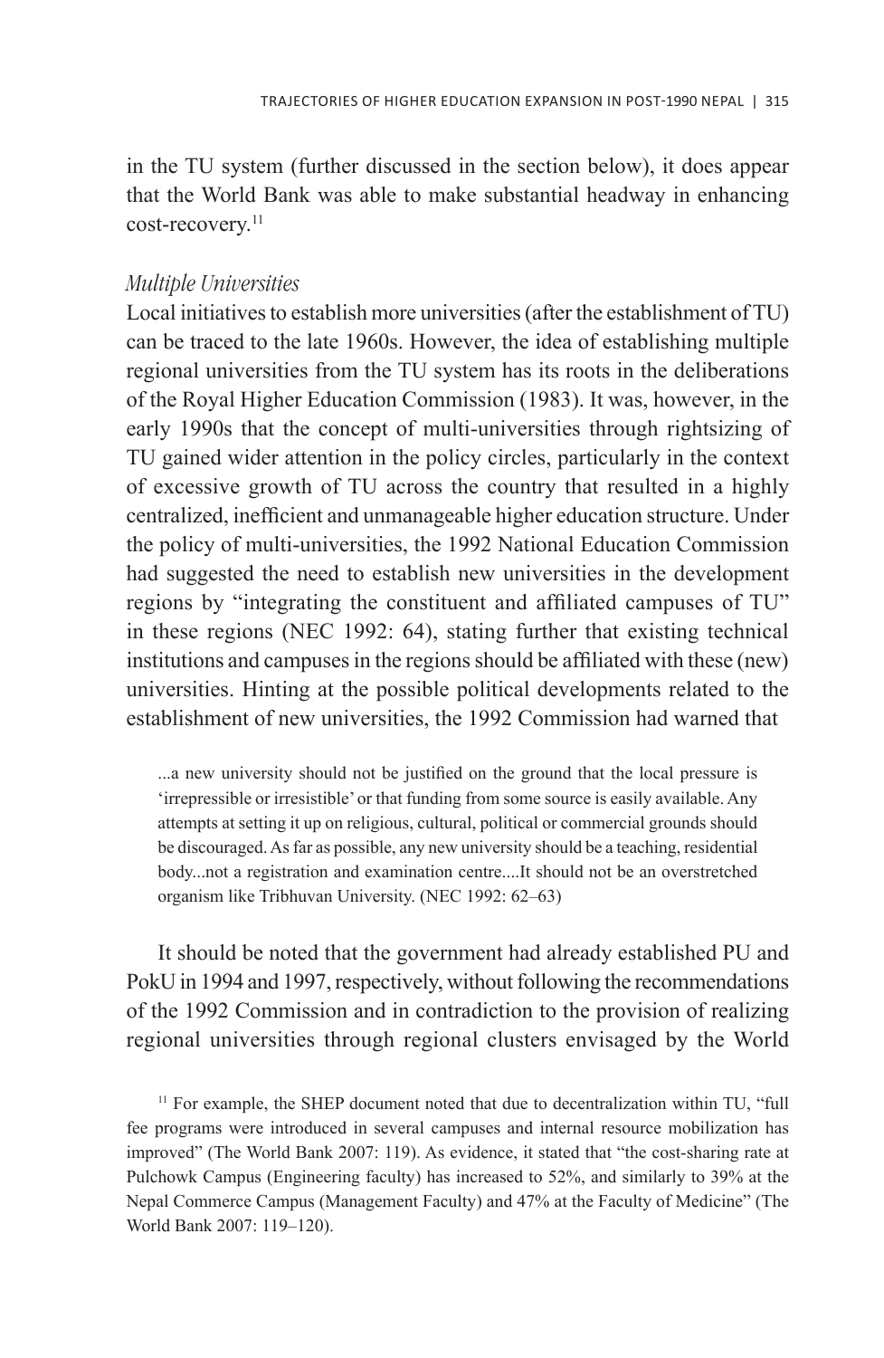in the TU system (further discussed in the section below), it does appear that the World Bank was able to make substantial headway in enhancing cost-recovery.[11]

*Multiple Universities*

Local initiatives to establish more universities (after the establishment of TU) can be traced to the late 1960s. However, the idea of establishing multiple regional universities from the TU system has its roots in the deliberations of the Royal Higher Education Commission (1983). It was, however, in the early 1990s that the concept of multi-universities through rightsizing of TU gained wider attention in the policy circles, particularly in the context of excessive growth of TU across the country that resulted in a highly centralized, inefficient and unmanageable higher education structure. Under the policy of multi-universities, the 1992 National Education Commission had suggested the need to establish new universities in the development regions by "integrating the constituent and affiliated campuses of TU" in these regions (NEC 1992: 64), stating further that existing technical institutions and campuses in the regions should be affiliated with these (new) universities. Hinting at the possible political developments related to the establishment of new universities, the 1992 Commission had warned that

> ...a new university should not be justified on the ground that the local pressure is 'irrepressible or irresistible' or that funding from some source is easily available. Any attempts at setting it up on religious, cultural, political or commercial grounds should be discouraged. As far as possible, any new university should be a teaching, residential body...not a registration and examination centre....It should not be an overstretched organism like Tribhuvan University. (NEC 1992: 62–63)

It should be noted that the government had already established PU and PokU in 1994 and 1997, respectively, without following the recommendations of the 1992 Commission and in contradiction to the provision of realizing regional universities through regional clusters envisaged by the World

[11] For example, the SHEP document noted that due to decentralization within TU, "full fee programs were introduced in several campuses and internal resource mobilization has improved" (The World Bank 2007: 119). As evidence, it stated that "the cost-sharing rate at Pulchowk Campus (Engineering faculty) has increased to 52%, and similarly to 39% at the Nepal Commerce Campus (Management Faculty) and 47% at the Faculty of Medicine" (The World Bank 2007: 119–120).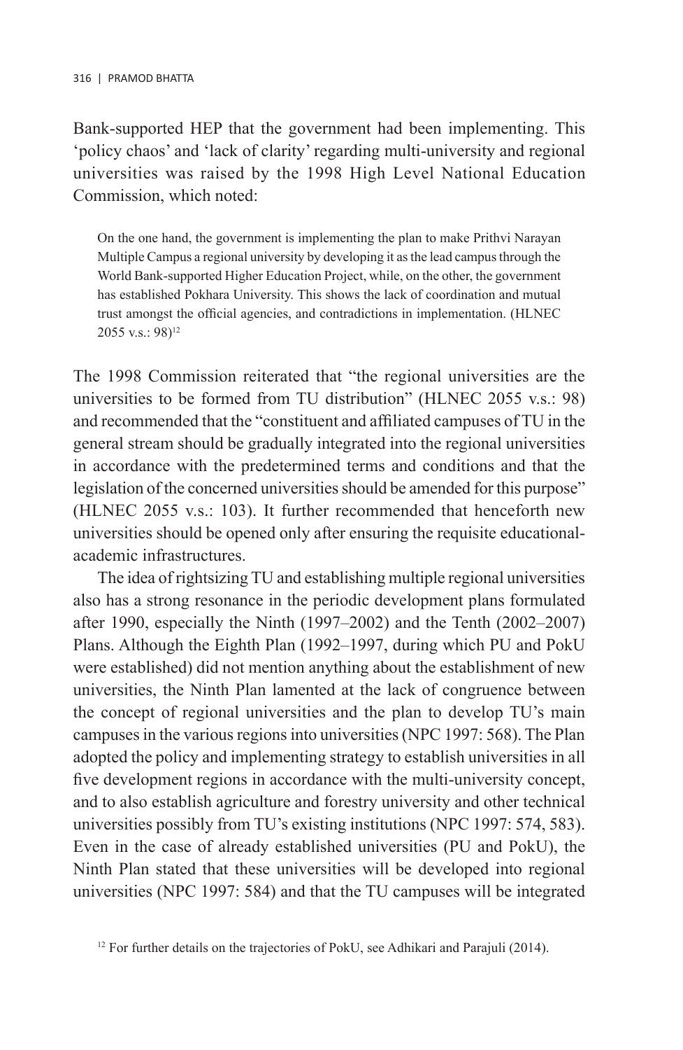Bank-supported HEP that the government had been implementing. This 'policy chaos' and 'lack of clarity' regarding multi-university and regional universities was raised by the 1998 High Level National Education Commission, which noted:

> On the one hand, the government is implementing the plan to make Prithvi Narayan Multiple Campus a regional university by developing it as the lead campus through the World Bank-supported Higher Education Project, while, on the other, the government has established Pokhara University. This shows the lack of coordination and mutual trust amongst the official agencies, and contradictions in implementation. (HLNEC 2055 v.s.: 98)[12]

The 1998 Commission reiterated that "the regional universities are the universities to be formed from TU distribution" (HLNEC 2055 v.s.: 98) and recommended that the "constituent and affiliated campuses of TU in the general stream should be gradually integrated into the regional universities in accordance with the predetermined terms and conditions and that the legislation of the concerned universities should be amended for this purpose" (HLNEC 2055 v.s.: 103). It further recommended that henceforth new universities should be opened only after ensuring the requisite educational-academic infrastructures.

The idea of rightsizing TU and establishing multiple regional universities also has a strong resonance in the periodic development plans formulated after 1990, especially the Ninth (1997–2002) and the Tenth (2002–2007) Plans. Although the Eighth Plan (1992–1997, during which PU and PokU were established) did not mention anything about the establishment of new universities, the Ninth Plan lamented at the lack of congruence between the concept of regional universities and the plan to develop TU's main campuses in the various regions into universities (NPC 1997: 568). The Plan adopted the policy and implementing strategy to establish universities in all five development regions in accordance with the multi-university concept, and to also establish agriculture and forestry university and other technical universities possibly from TU's existing institutions (NPC 1997: 574, 583). Even in the case of already established universities (PU and PokU), the Ninth Plan stated that these universities will be developed into regional universities (NPC 1997: 584) and that the TU campuses will be integrated

[12] For further details on the trajectories of PokU, see Adhikari and Parajuli (2014).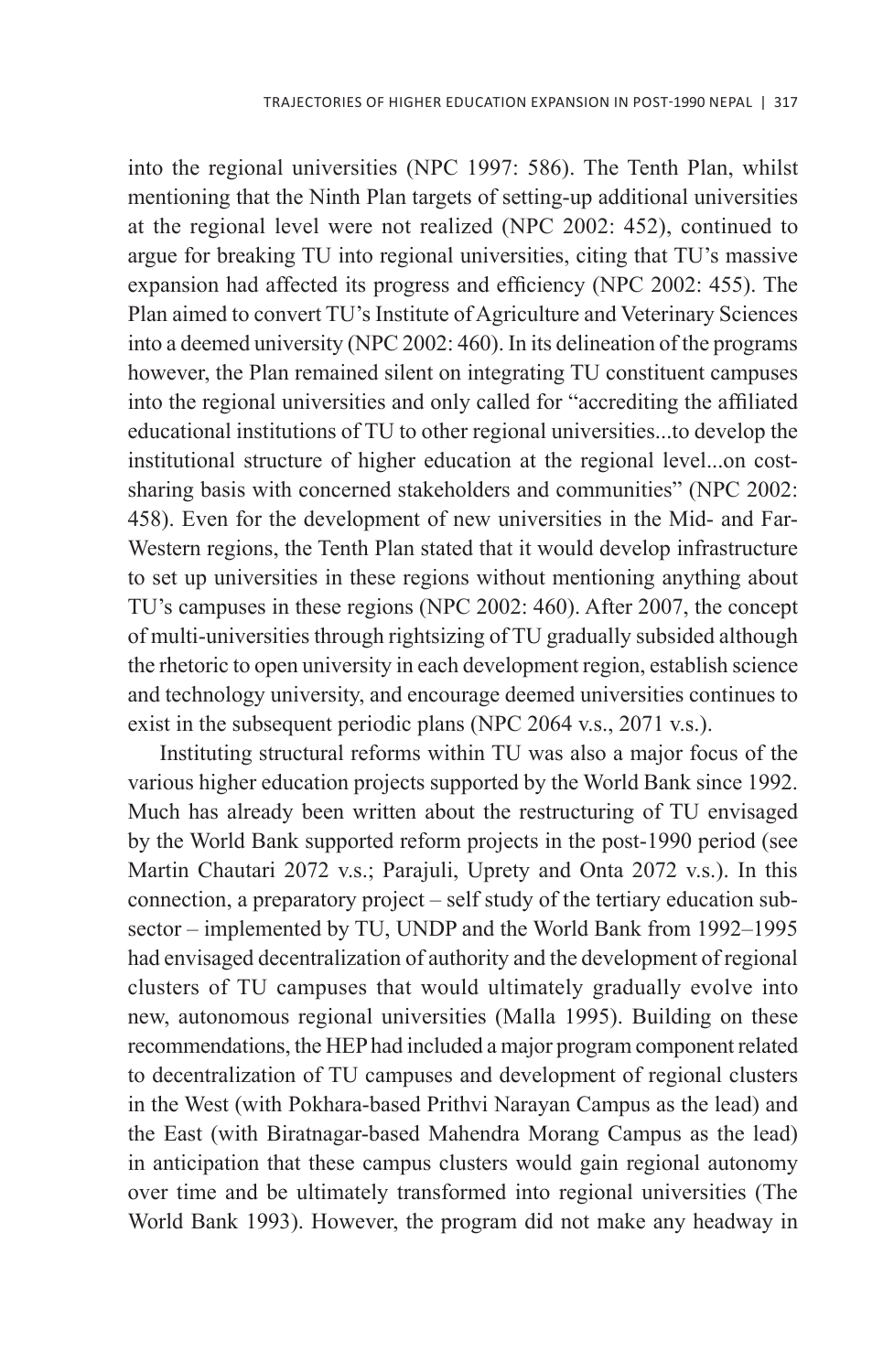into the regional universities (NPC 1997: 586). The Tenth Plan, whilst mentioning that the Ninth Plan targets of setting-up additional universities at the regional level were not realized (NPC 2002: 452), continued to argue for breaking TU into regional universities, citing that TU's massive expansion had affected its progress and efficiency (NPC 2002: 455). The Plan aimed to convert TU's Institute of Agriculture and Veterinary Sciences into a deemed university (NPC 2002: 460). In its delineation of the programs however, the Plan remained silent on integrating TU constituent campuses into the regional universities and only called for "accrediting the affiliated educational institutions of TU to other regional universities...to develop the institutional structure of higher education at the regional level...on cost-sharing basis with concerned stakeholders and communities" (NPC 2002: 458). Even for the development of new universities in the Mid- and Far-Western regions, the Tenth Plan stated that it would develop infrastructure to set up universities in these regions without mentioning anything about TU's campuses in these regions (NPC 2002: 460). After 2007, the concept of multi-universities through rightsizing of TU gradually subsided although the rhetoric to open university in each development region, establish science and technology university, and encourage deemed universities continues to exist in the subsequent periodic plans (NPC 2064 v.s., 2071 v.s.).

Instituting structural reforms within TU was also a major focus of the various higher education projects supported by the World Bank since 1992. Much has already been written about the restructuring of TU envisaged by the World Bank supported reform projects in the post-1990 period (see Martin Chautari 2072 v.s.; Parajuli, Uprety and Onta 2072 v.s.). In this connection, a preparatory project – self study of the tertiary education sub-sector – implemented by TU, UNDP and the World Bank from 1992–1995 had envisaged decentralization of authority and the development of regional clusters of TU campuses that would ultimately gradually evolve into new, autonomous regional universities (Malla 1995). Building on these recommendations, the HEP had included a major program component related to decentralization of TU campuses and development of regional clusters in the West (with Pokhara-based Prithvi Narayan Campus as the lead) and the East (with Biratnagar-based Mahendra Morang Campus as the lead) in anticipation that these campus clusters would gain regional autonomy over time and be ultimately transformed into regional universities (The World Bank 1993). However, the program did not make any headway in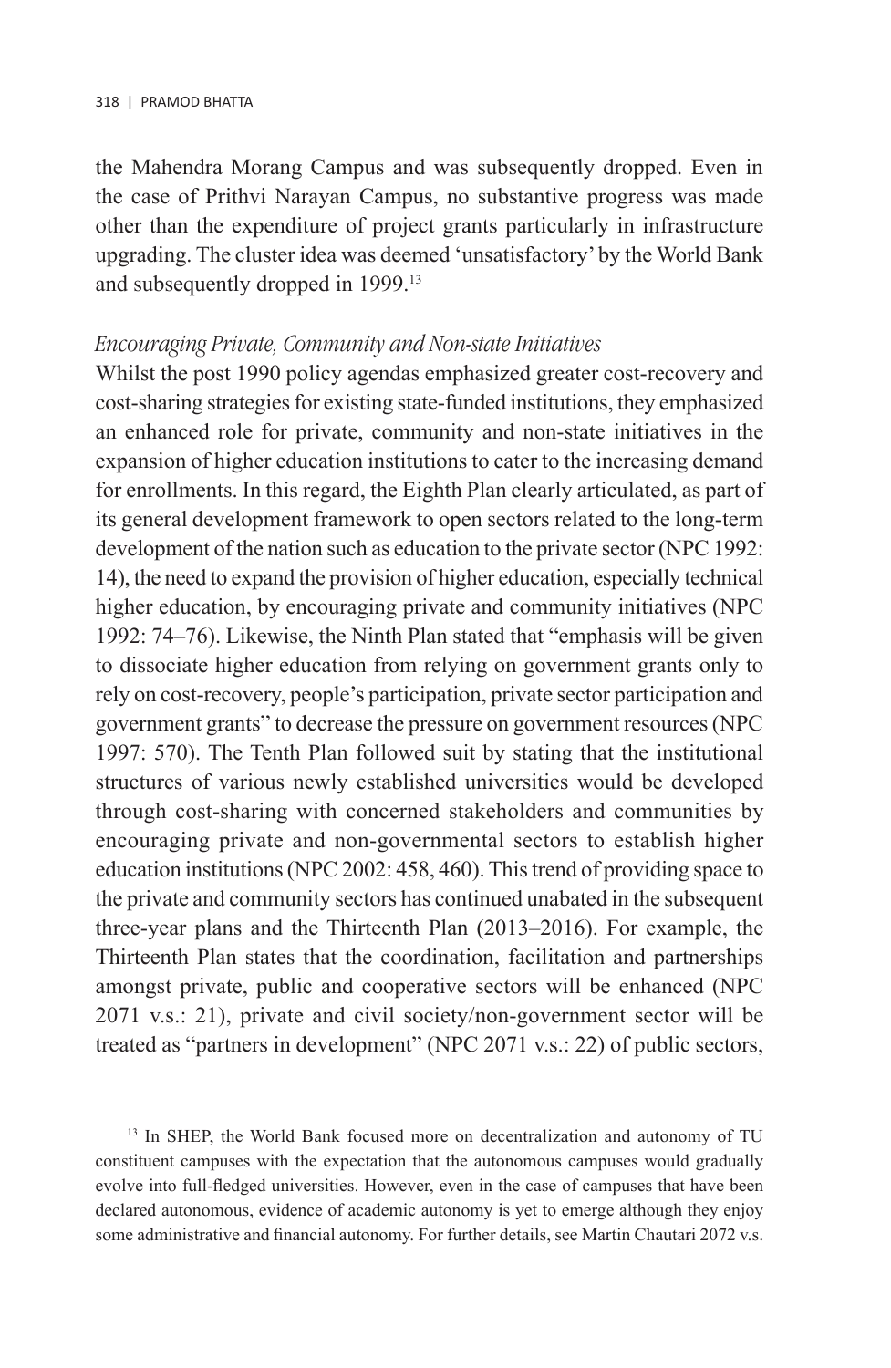the Mahendra Morang Campus and was subsequently dropped. Even in the case of Prithvi Narayan Campus, no substantive progress was made other than the expenditure of project grants particularly in infrastructure upgrading. The cluster idea was deemed 'unsatisfactory' by the World Bank and subsequently dropped in 1999.[13]

*Encouraging Private, Community and Non-state Initiatives*

Whilst the post 1990 policy agendas emphasized greater cost-recovery and cost-sharing strategies for existing state-funded institutions, they emphasized an enhanced role for private, community and non-state initiatives in the expansion of higher education institutions to cater to the increasing demand for enrollments. In this regard, the Eighth Plan clearly articulated, as part of its general development framework to open sectors related to the long-term development of the nation such as education to the private sector (NPC 1992: 14), the need to expand the provision of higher education, especially technical higher education, by encouraging private and community initiatives (NPC 1992: 74–76). Likewise, the Ninth Plan stated that "emphasis will be given to dissociate higher education from relying on government grants only to rely on cost-recovery, people's participation, private sector participation and government grants" to decrease the pressure on government resources (NPC 1997: 570). The Tenth Plan followed suit by stating that the institutional structures of various newly established universities would be developed through cost-sharing with concerned stakeholders and communities by encouraging private and non-governmental sectors to establish higher education institutions (NPC 2002: 458, 460). This trend of providing space to the private and community sectors has continued unabated in the subsequent three-year plans and the Thirteenth Plan (2013–2016). For example, the Thirteenth Plan states that the coordination, facilitation and partnerships amongst private, public and cooperative sectors will be enhanced (NPC 2071 v.s.: 21), private and civil society/non-government sector will be treated as "partners in development" (NPC 2071 v.s.: 22) of public sectors,

[13] In SHEP, the World Bank focused more on decentralization and autonomy of TU constituent campuses with the expectation that the autonomous campuses would gradually evolve into full-fledged universities. However, even in the case of campuses that have been declared autonomous, evidence of academic autonomy is yet to emerge although they enjoy some administrative and financial autonomy. For further details, see Martin Chautari 2072 v.s.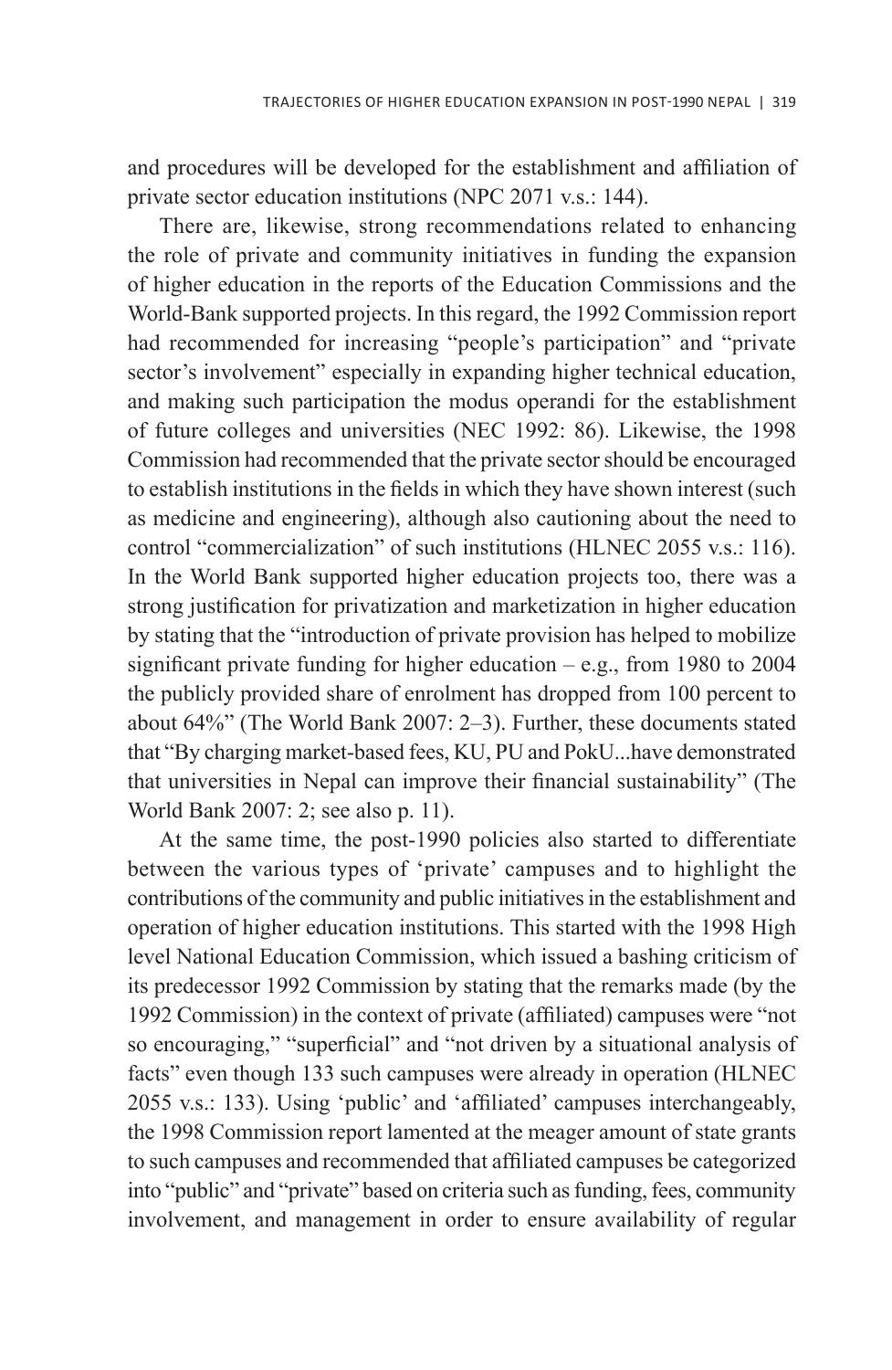and procedures will be developed for the establishment and affiliation of private sector education institutions (NPC 2071 v.s.: 144).

There are, likewise, strong recommendations related to enhancing the role of private and community initiatives in funding the expansion of higher education in the reports of the Education Commissions and the World-Bank supported projects. In this regard, the 1992 Commission report had recommended for increasing "people's participation" and "private sector's involvement" especially in expanding higher technical education, and making such participation the modus operandi for the establishment of future colleges and universities (NEC 1992: 86). Likewise, the 1998 Commission had recommended that the private sector should be encouraged to establish institutions in the fields in which they have shown interest (such as medicine and engineering), although also cautioning about the need to control "commercialization" of such institutions (HLNEC 2055 v.s.: 116). In the World Bank supported higher education projects too, there was a strong justification for privatization and marketization in higher education by stating that the "introduction of private provision has helped to mobilize significant private funding for higher education – e.g., from 1980 to 2004 the publicly provided share of enrolment has dropped from 100 percent to about 64%" (The World Bank 2007: 2–3). Further, these documents stated that "By charging market-based fees, KU, PU and PokU...have demonstrated that universities in Nepal can improve their financial sustainability" (The World Bank 2007: 2; see also p. 11).

At the same time, the post-1990 policies also started to differentiate between the various types of 'private' campuses and to highlight the contributions of the community and public initiatives in the establishment and operation of higher education institutions. This started with the 1998 High level National Education Commission, which issued a bashing criticism of its predecessor 1992 Commission by stating that the remarks made (by the 1992 Commission) in the context of private (affiliated) campuses were "not so encouraging," "superficial" and "not driven by a situational analysis of facts" even though 133 such campuses were already in operation (HLNEC 2055 v.s.: 133). Using 'public' and 'affiliated' campuses interchangeably, the 1998 Commission report lamented at the meager amount of state grants to such campuses and recommended that affiliated campuses be categorized into "public" and "private" based on criteria such as funding, fees, community involvement, and management in order to ensure availability of regular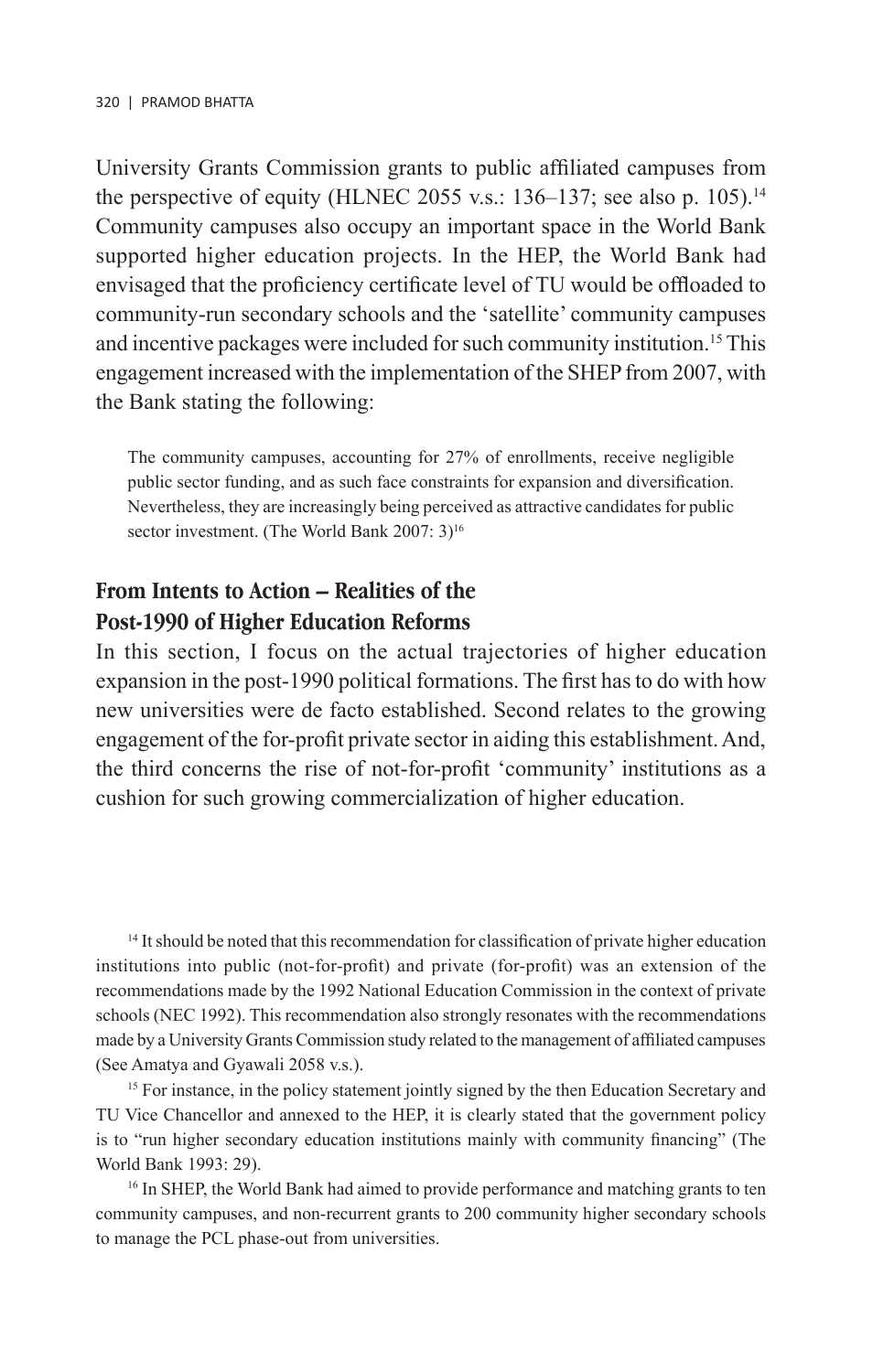University Grants Commission grants to public affiliated campuses from the perspective of equity (HLNEC 2055 v.s.: 136–137; see also p. 105).[14] Community campuses also occupy an important space in the World Bank supported higher education projects. In the HEP, the World Bank had envisaged that the proficiency certificate level of TU would be offloaded to community-run secondary schools and the 'satellite' community campuses and incentive packages were included for such community institution.[15] This engagement increased with the implementation of the SHEP from 2007, with the Bank stating the following:

> The community campuses, accounting for 27% of enrollments, receive negligible public sector funding, and as such face constraints for expansion and diversification. Nevertheless, they are increasingly being perceived as attractive candidates for public sector investment. (The World Bank 2007: 3)[16]

## From Intents to Action – Realities of the Post-1990 of Higher Education Reforms

In this section, I focus on the actual trajectories of higher education expansion in the post-1990 political formations. The first has to do with how new universities were de facto established. Second relates to the growing engagement of the for-profit private sector in aiding this establishment. And, the third concerns the rise of not-for-profit 'community' institutions as a cushion for such growing commercialization of higher education.

---

[14] It should be noted that this recommendation for classification of private higher education institutions into public (not-for-profit) and private (for-profit) was an extension of the recommendations made by the 1992 National Education Commission in the context of private schools (NEC 1992). This recommendation also strongly resonates with the recommendations made by a University Grants Commission study related to the management of affiliated campuses (See Amatya and Gyawali 2058 v.s.).

[15] For instance, in the policy statement jointly signed by the then Education Secretary and TU Vice Chancellor and annexed to the HEP, it is clearly stated that the government policy is to "run higher secondary education institutions mainly with community financing" (The World Bank 1993: 29).

[16] In SHEP, the World Bank had aimed to provide performance and matching grants to ten community campuses, and non-recurrent grants to 200 community higher secondary schools to manage the PCL phase-out from universities.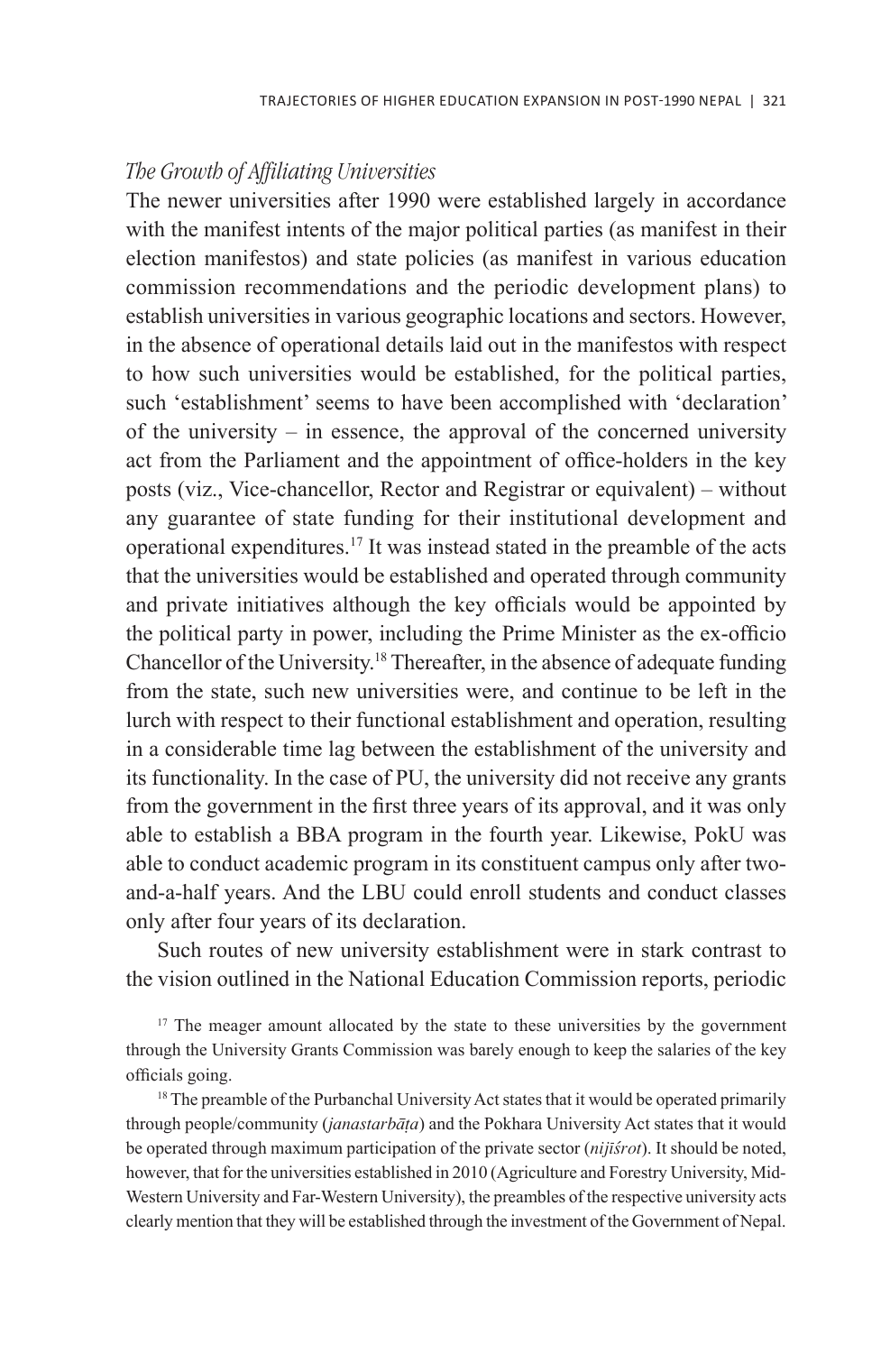*The Growth of Affiliating Universities*

The newer universities after 1990 were established largely in accordance with the manifest intents of the major political parties (as manifest in their election manifestos) and state policies (as manifest in various education commission recommendations and the periodic development plans) to establish universities in various geographic locations and sectors. However, in the absence of operational details laid out in the manifestos with respect to how such universities would be established, for the political parties, such 'establishment' seems to have been accomplished with 'declaration' of the university – in essence, the approval of the concerned university act from the Parliament and the appointment of office-holders in the key posts (viz., Vice-chancellor, Rector and Registrar or equivalent) – without any guarantee of state funding for their institutional development and operational expenditures.[17] It was instead stated in the preamble of the acts that the universities would be established and operated through community and private initiatives although the key officials would be appointed by the political party in power, including the Prime Minister as the ex-officio Chancellor of the University.[18] Thereafter, in the absence of adequate funding from the state, such new universities were, and continue to be left in the lurch with respect to their functional establishment and operation, resulting in a considerable time lag between the establishment of the university and its functionality. In the case of PU, the university did not receive any grants from the government in the first three years of its approval, and it was only able to establish a BBA program in the fourth year. Likewise, PokU was able to conduct academic program in its constituent campus only after two-and-a-half years. And the LBU could enroll students and conduct classes only after four years of its declaration.

Such routes of new university establishment were in stark contrast to the vision outlined in the National Education Commission reports, periodic

[17] The meager amount allocated by the state to these universities by the government through the University Grants Commission was barely enough to keep the salaries of the key officials going.

[18] The preamble of the Purbanchal University Act states that it would be operated primarily through people/community (*janastarbāṭa*) and the Pokhara University Act states that it would be operated through maximum participation of the private sector (*nijīśrot*). It should be noted, however, that for the universities established in 2010 (Agriculture and Forestry University, Mid-Western University and Far-Western University), the preambles of the respective university acts clearly mention that they will be established through the investment of the Government of Nepal.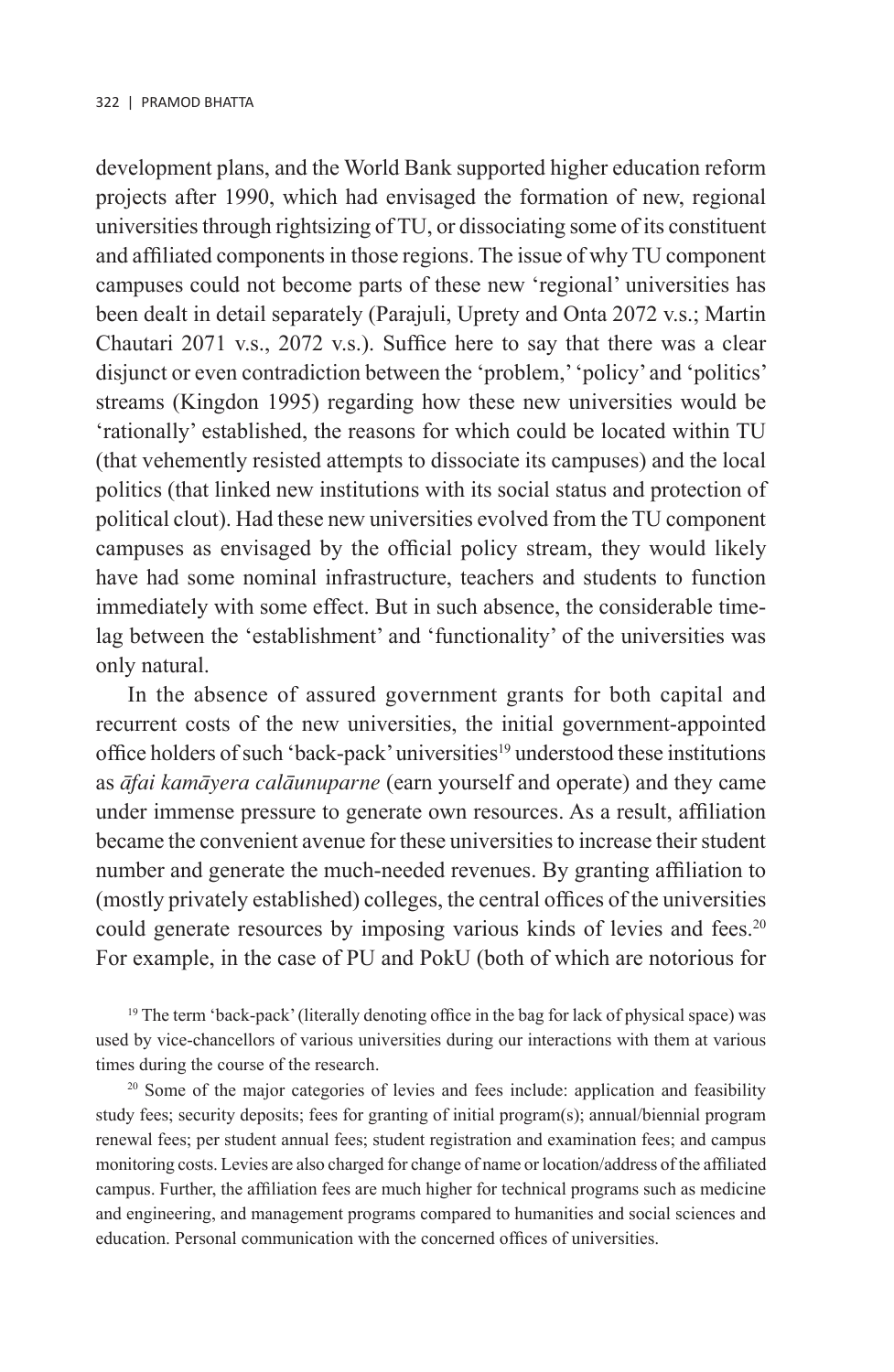development plans, and the World Bank supported higher education reform projects after 1990, which had envisaged the formation of new, regional universities through rightsizing of TU, or dissociating some of its constituent and affiliated components in those regions. The issue of why TU component campuses could not become parts of these new 'regional' universities has been dealt in detail separately (Parajuli, Uprety and Onta 2072 v.s.; Martin Chautari 2071 v.s., 2072 v.s.). Suffice here to say that there was a clear disjunct or even contradiction between the 'problem,' 'policy' and 'politics' streams (Kingdon 1995) regarding how these new universities would be 'rationally' established, the reasons for which could be located within TU (that vehemently resisted attempts to dissociate its campuses) and the local politics (that linked new institutions with its social status and protection of political clout). Had these new universities evolved from the TU component campuses as envisaged by the official policy stream, they would likely have had some nominal infrastructure, teachers and students to function immediately with some effect. But in such absence, the considerable time-lag between the 'establishment' and 'functionality' of the universities was only natural.

In the absence of assured government grants for both capital and recurrent costs of the new universities, the initial government-appointed office holders of such 'back-pack' universities[19] understood these institutions as *āfai kamāyera calāunuparne* (earn yourself and operate) and they came under immense pressure to generate own resources. As a result, affiliation became the convenient avenue for these universities to increase their student number and generate the much-needed revenues. By granting affiliation to (mostly privately established) colleges, the central offices of the universities could generate resources by imposing various kinds of levies and fees.[20] For example, in the case of PU and PokU (both of which are notorious for

[19] The term 'back-pack' (literally denoting office in the bag for lack of physical space) was used by vice-chancellors of various universities during our interactions with them at various times during the course of the research.

[20] Some of the major categories of levies and fees include: application and feasibility study fees; security deposits; fees for granting of initial program(s); annual/biennial program renewal fees; per student annual fees; student registration and examination fees; and campus monitoring costs. Levies are also charged for change of name or location/address of the affiliated campus. Further, the affiliation fees are much higher for technical programs such as medicine and engineering, and management programs compared to humanities and social sciences and education. Personal communication with the concerned offices of universities.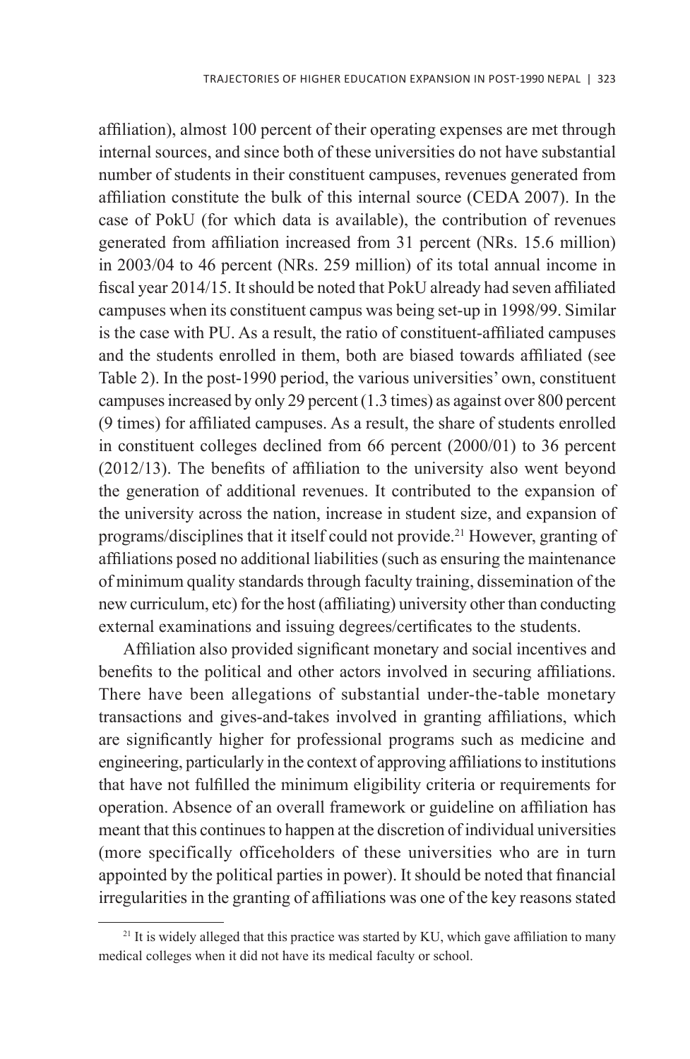affiliation), almost 100 percent of their operating expenses are met through internal sources, and since both of these universities do not have substantial number of students in their constituent campuses, revenues generated from affiliation constitute the bulk of this internal source (CEDA 2007). In the case of PokU (for which data is available), the contribution of revenues generated from affiliation increased from 31 percent (NRs. 15.6 million) in 2003/04 to 46 percent (NRs. 259 million) of its total annual income in fiscal year 2014/15. It should be noted that PokU already had seven affiliated campuses when its constituent campus was being set-up in 1998/99. Similar is the case with PU. As a result, the ratio of constituent-affiliated campuses and the students enrolled in them, both are biased towards affiliated (see Table 2). In the post-1990 period, the various universities' own, constituent campuses increased by only 29 percent (1.3 times) as against over 800 percent (9 times) for affiliated campuses. As a result, the share of students enrolled in constituent colleges declined from 66 percent (2000/01) to 36 percent (2012/13). The benefits of affiliation to the university also went beyond the generation of additional revenues. It contributed to the expansion of the university across the nation, increase in student size, and expansion of programs/disciplines that it itself could not provide.[21] However, granting of affiliations posed no additional liabilities (such as ensuring the maintenance of minimum quality standards through faculty training, dissemination of the new curriculum, etc) for the host (affiliating) university other than conducting external examinations and issuing degrees/certificates to the students.

Affiliation also provided significant monetary and social incentives and benefits to the political and other actors involved in securing affiliations. There have been allegations of substantial under-the-table monetary transactions and gives-and-takes involved in granting affiliations, which are significantly higher for professional programs such as medicine and engineering, particularly in the context of approving affiliations to institutions that have not fulfilled the minimum eligibility criteria or requirements for operation. Absence of an overall framework or guideline on affiliation has meant that this continues to happen at the discretion of individual universities (more specifically officeholders of these universities who are in turn appointed by the political parties in power). It should be noted that financial irregularities in the granting of affiliations was one of the key reasons stated

[21] It is widely alleged that this practice was started by KU, which gave affiliation to many medical colleges when it did not have its medical faculty or school.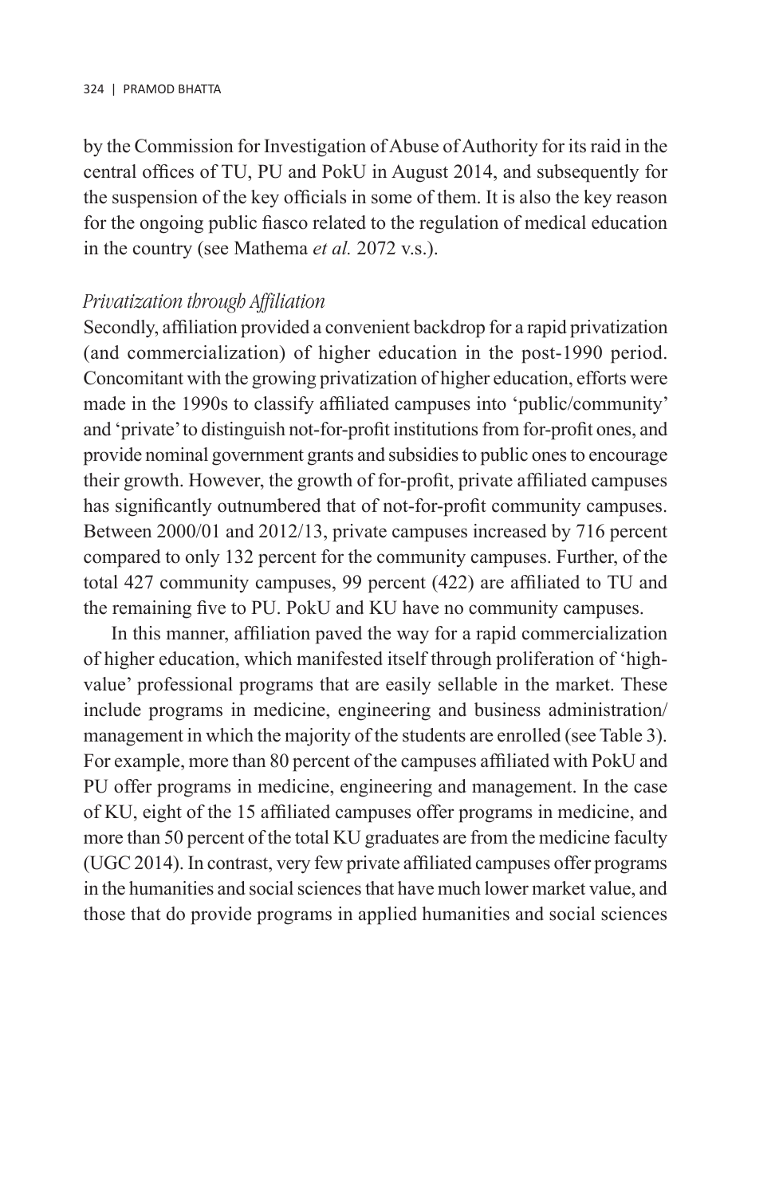by the Commission for Investigation of Abuse of Authority for its raid in the central offices of TU, PU and PokU in August 2014, and subsequently for the suspension of the key officials in some of them. It is also the key reason for the ongoing public fiasco related to the regulation of medical education in the country (see Mathema *et al.* 2072 v.s.).

### *Privatization through Affiliation*

Secondly, affiliation provided a convenient backdrop for a rapid privatization (and commercialization) of higher education in the post-1990 period. Concomitant with the growing privatization of higher education, efforts were made in the 1990s to classify affiliated campuses into 'public/community' and 'private' to distinguish not-for-profit institutions from for-profit ones, and provide nominal government grants and subsidies to public ones to encourage their growth. However, the growth of for-profit, private affiliated campuses has significantly outnumbered that of not-for-profit community campuses. Between 2000/01 and 2012/13, private campuses increased by 716 percent compared to only 132 percent for the community campuses. Further, of the total 427 community campuses, 99 percent (422) are affiliated to TU and the remaining five to PU. PokU and KU have no community campuses.

In this manner, affiliation paved the way for a rapid commercialization of higher education, which manifested itself through proliferation of 'high-value' professional programs that are easily sellable in the market. These include programs in medicine, engineering and business administration/ management in which the majority of the students are enrolled (see Table 3). For example, more than 80 percent of the campuses affiliated with PokU and PU offer programs in medicine, engineering and management. In the case of KU, eight of the 15 affiliated campuses offer programs in medicine, and more than 50 percent of the total KU graduates are from the medicine faculty (UGC 2014). In contrast, very few private affiliated campuses offer programs in the humanities and social sciences that have much lower market value, and those that do provide programs in applied humanities and social sciences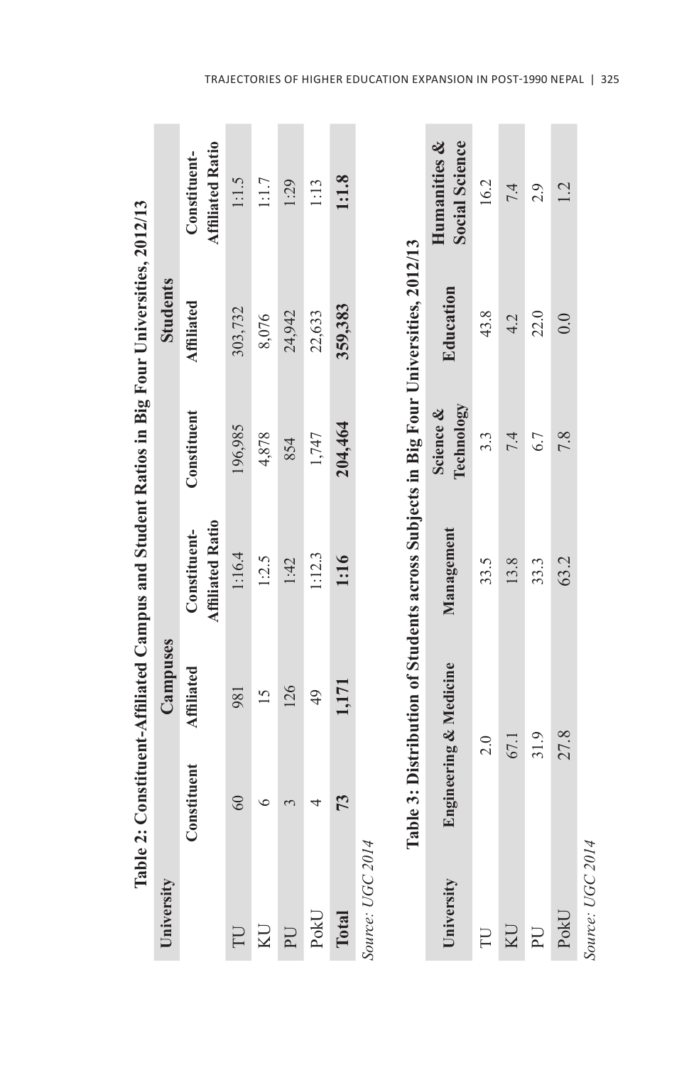**Table 2: Constituent-Affiliated Campus and Student Ratios in Big Four Universities, 2012/13**

| University | Campuses | | | Students | | |
|---|---|---|---|---|---|---|
| | Constituent | Affiliated | Constituent-Affiliated Ratio | Constituent | Affiliated | Constituent-Affiliated Ratio |
| TU | 60 | 981 | 1:16.4 | 196,985 | 303,732 | 1:1.5 |
| KU | 6 | 15 | 1:2.5 | 4,878 | 8,076 | 1:1.7 |
| PU | 3 | 126 | 1:42 | 854 | 24,942 | 1:29 |
| PokU | 4 | 49 | 1:12.3 | 1,747 | 22,633 | 1:13 |
| **Total** | **73** | **1,171** | **1:16** | **204,464** | **359,383** | **1:1.8** |

*Source: UGC 2014*

**Table 3: Distribution of Students across Subjects in Big Four Universities, 2012/13**

| University | Engineering & Medicine | Management | Science & Technology | Education | Humanities & Social Science |
|---|---|---|---|---|---|
| TU | 2.0 | 33.5 | 3.3 | 43.8 | 16.2 |
| KU | 67.1 | 13.8 | 7.4 | 4.2 | 7.4 |
| PU | 31.9 | 33.3 | 6.7 | 22.0 | 2.9 |
| PokU | 27.8 | 63.2 | 7.8 | 0.0 | 1.2 |

*Source: UGC 2014*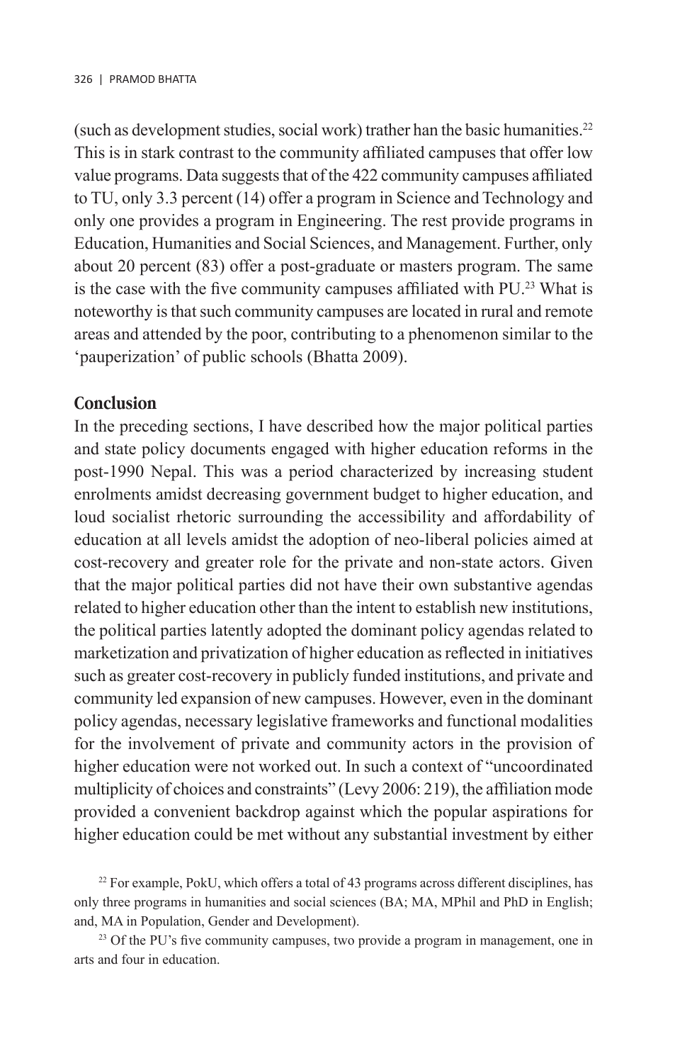(such as development studies, social work) trather han the basic humanities.[22] This is in stark contrast to the community affiliated campuses that offer low value programs. Data suggests that of the 422 community campuses affiliated to TU, only 3.3 percent (14) offer a program in Science and Technology and only one provides a program in Engineering. The rest provide programs in Education, Humanities and Social Sciences, and Management. Further, only about 20 percent (83) offer a post-graduate or masters program. The same is the case with the five community campuses affiliated with PU.[23] What is noteworthy is that such community campuses are located in rural and remote areas and attended by the poor, contributing to a phenomenon similar to the 'pauperization' of public schools (Bhatta 2009).

## Conclusion

In the preceding sections, I have described how the major political parties and state policy documents engaged with higher education reforms in the post-1990 Nepal. This was a period characterized by increasing student enrolments amidst decreasing government budget to higher education, and loud socialist rhetoric surrounding the accessibility and affordability of education at all levels amidst the adoption of neo-liberal policies aimed at cost-recovery and greater role for the private and non-state actors. Given that the major political parties did not have their own substantive agendas related to higher education other than the intent to establish new institutions, the political parties latently adopted the dominant policy agendas related to marketization and privatization of higher education as reflected in initiatives such as greater cost-recovery in publicly funded institutions, and private and community led expansion of new campuses. However, even in the dominant policy agendas, necessary legislative frameworks and functional modalities for the involvement of private and community actors in the provision of higher education were not worked out. In such a context of "uncoordinated multiplicity of choices and constraints" (Levy 2006: 219), the affiliation mode provided a convenient backdrop against which the popular aspirations for higher education could be met without any substantial investment by either

[22] For example, PokU, which offers a total of 43 programs across different disciplines, has only three programs in humanities and social sciences (BA; MA, MPhil and PhD in English; and, MA in Population, Gender and Development).

[23] Of the PU's five community campuses, two provide a program in management, one in arts and four in education.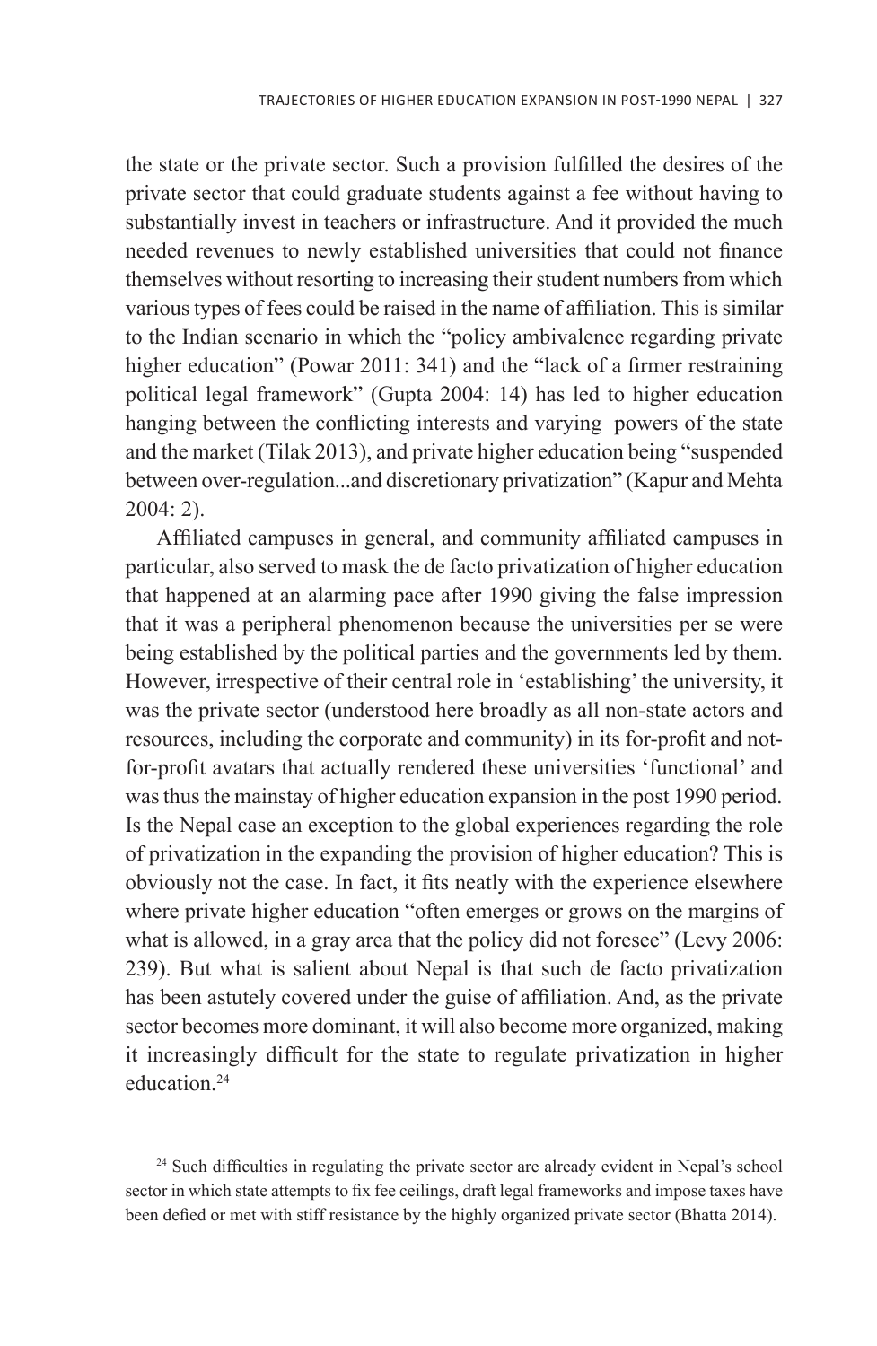the state or the private sector. Such a provision fulfilled the desires of the private sector that could graduate students against a fee without having to substantially invest in teachers or infrastructure. And it provided the much needed revenues to newly established universities that could not finance themselves without resorting to increasing their student numbers from which various types of fees could be raised in the name of affiliation. This is similar to the Indian scenario in which the "policy ambivalence regarding private higher education" (Powar 2011: 341) and the "lack of a firmer restraining political legal framework" (Gupta 2004: 14) has led to higher education hanging between the conflicting interests and varying powers of the state and the market (Tilak 2013), and private higher education being "suspended between over-regulation...and discretionary privatization" (Kapur and Mehta 2004: 2).

Affiliated campuses in general, and community affiliated campuses in particular, also served to mask the de facto privatization of higher education that happened at an alarming pace after 1990 giving the false impression that it was a peripheral phenomenon because the universities per se were being established by the political parties and the governments led by them. However, irrespective of their central role in 'establishing' the university, it was the private sector (understood here broadly as all non-state actors and resources, including the corporate and community) in its for-profit and not-for-profit avatars that actually rendered these universities 'functional' and was thus the mainstay of higher education expansion in the post 1990 period. Is the Nepal case an exception to the global experiences regarding the role of privatization in the expanding the provision of higher education? This is obviously not the case. In fact, it fits neatly with the experience elsewhere where private higher education "often emerges or grows on the margins of what is allowed, in a gray area that the policy did not foresee" (Levy 2006: 239). But what is salient about Nepal is that such de facto privatization has been astutely covered under the guise of affiliation. And, as the private sector becomes more dominant, it will also become more organized, making it increasingly difficult for the state to regulate privatization in higher education.[24]

[24] Such difficulties in regulating the private sector are already evident in Nepal's school sector in which state attempts to fix fee ceilings, draft legal frameworks and impose taxes have been defied or met with stiff resistance by the highly organized private sector (Bhatta 2014).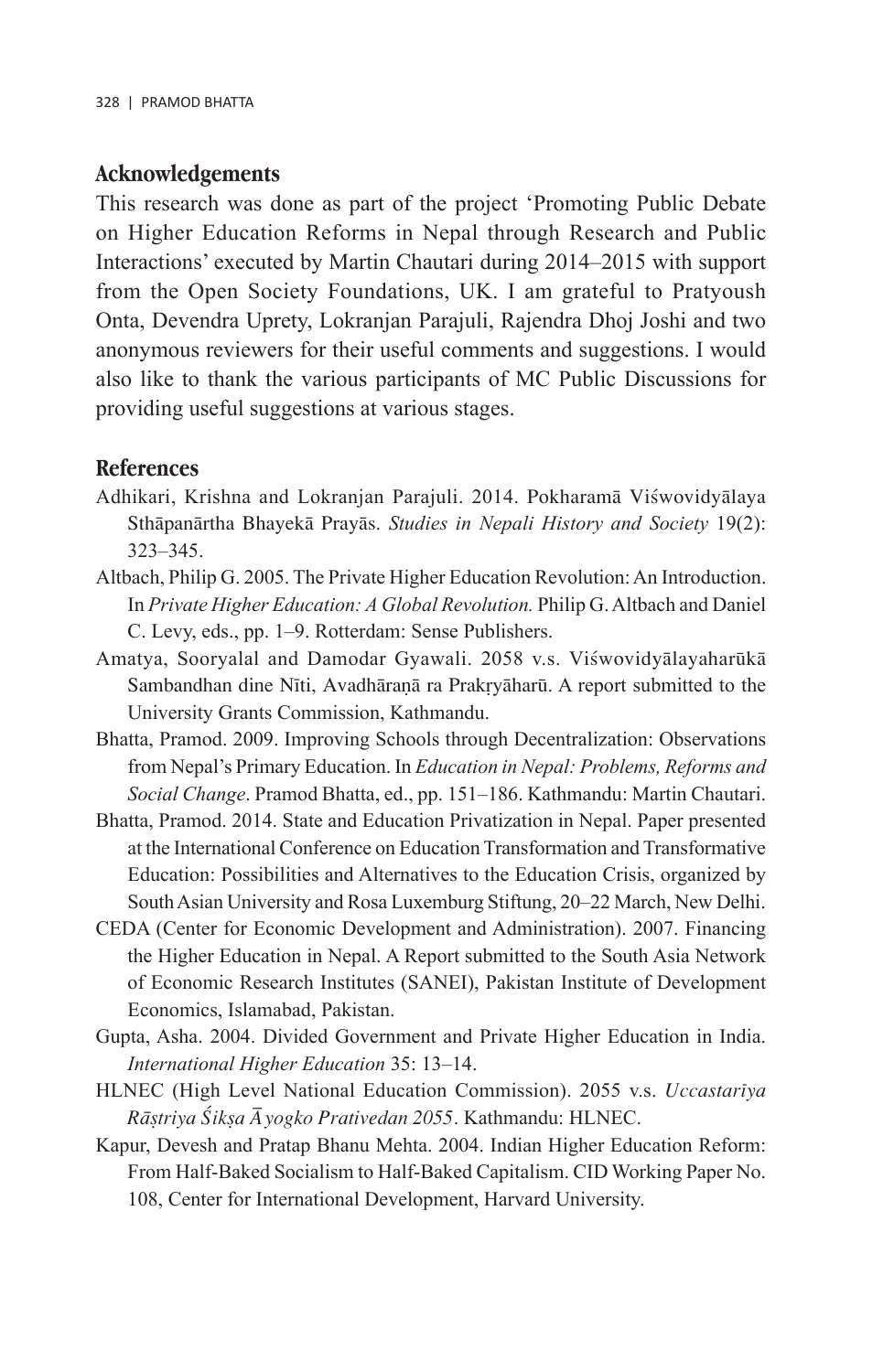## Acknowledgements

This research was done as part of the project 'Promoting Public Debate on Higher Education Reforms in Nepal through Research and Public Interactions' executed by Martin Chautari during 2014–2015 with support from the Open Society Foundations, UK. I am grateful to Pratyoush Onta, Devendra Uprety, Lokranjan Parajuli, Rajendra Dhoj Joshi and two anonymous reviewers for their useful comments and suggestions. I would also like to thank the various participants of MC Public Discussions for providing useful suggestions at various stages.

## References

Adhikari, Krishna and Lokranjan Parajuli. 2014. Pokharamā Viśwovidyālaya Sthāpanārtha Bhayekā Prayās. *Studies in Nepali History and Society* 19(2): 323–345.

Altbach, Philip G. 2005. The Private Higher Education Revolution: An Introduction. In *Private Higher Education: A Global Revolution.* Philip G. Altbach and Daniel C. Levy, eds., pp. 1–9. Rotterdam: Sense Publishers.

Amatya, Sooryalal and Damodar Gyawali. 2058 v.s. Viśwovidyālayaharūkā Sambandhan dine Nīti, Avadhāraṇā ra Prakryāharū. A report submitted to the University Grants Commission, Kathmandu.

Bhatta, Pramod. 2009. Improving Schools through Decentralization: Observations from Nepal's Primary Education. In *Education in Nepal: Problems, Reforms and Social Change*. Pramod Bhatta, ed., pp. 151–186. Kathmandu: Martin Chautari.

Bhatta, Pramod. 2014. State and Education Privatization in Nepal. Paper presented at the International Conference on Education Transformation and Transformative Education: Possibilities and Alternatives to the Education Crisis, organized by South Asian University and Rosa Luxemburg Stiftung, 20–22 March, New Delhi.

CEDA (Center for Economic Development and Administration). 2007. Financing the Higher Education in Nepal. A Report submitted to the South Asia Network of Economic Research Institutes (SANEI), Pakistan Institute of Development Economics, Islamabad, Pakistan.

Gupta, Asha. 2004. Divided Government and Private Higher Education in India. *International Higher Education* 35: 13–14.

HLNEC (High Level National Education Commission). 2055 v.s. *Uccastarīya Rāṣtriya Śikṣa Āyogko Prativedan 2055*. Kathmandu: HLNEC.

Kapur, Devesh and Pratap Bhanu Mehta. 2004. Indian Higher Education Reform: From Half-Baked Socialism to Half-Baked Capitalism. CID Working Paper No. 108, Center for International Development, Harvard University.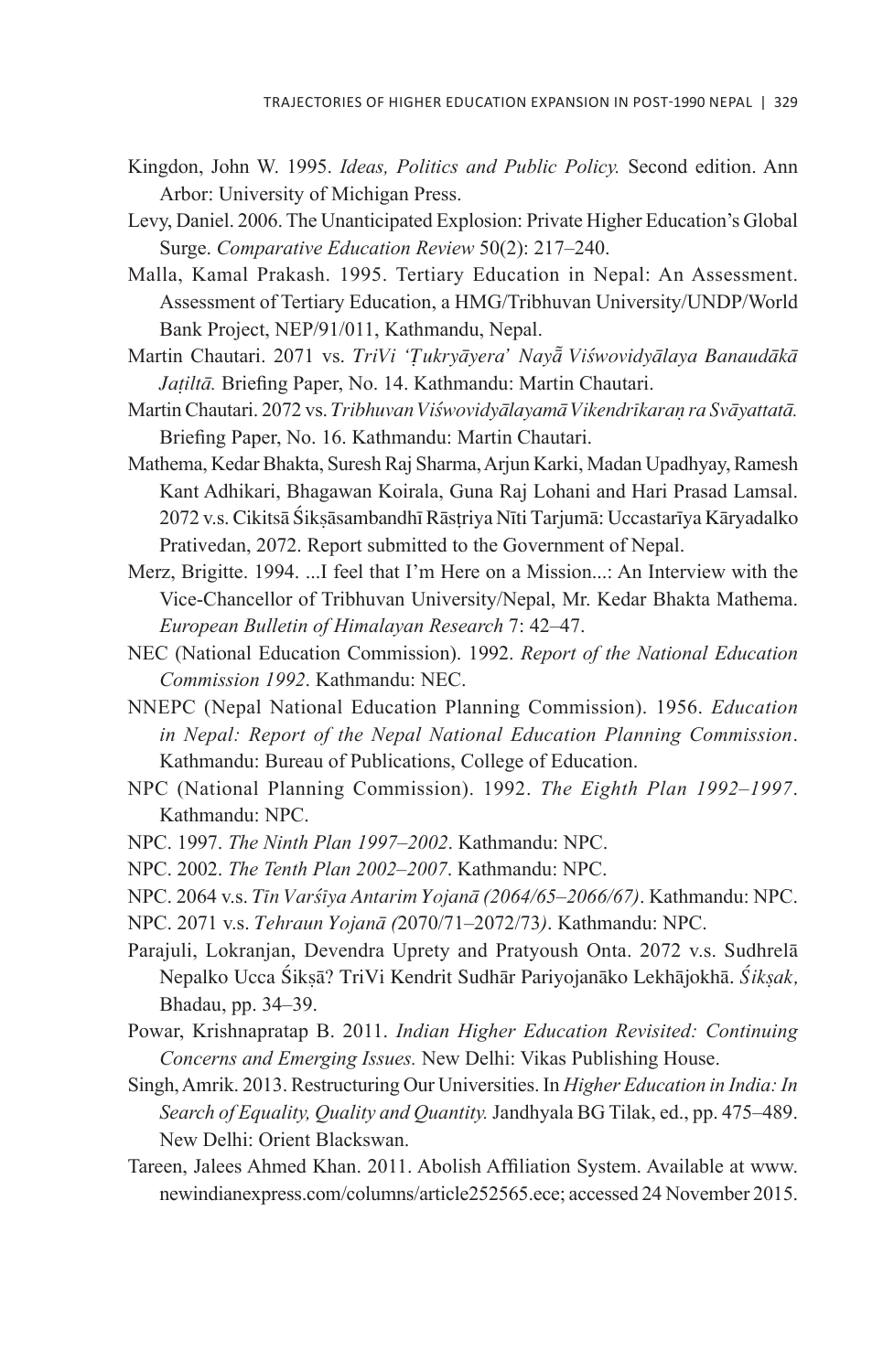Kingdon, John W. 1995. *Ideas, Politics and Public Policy.* Second edition. Ann Arbor: University of Michigan Press.

Levy, Daniel. 2006. The Unanticipated Explosion: Private Higher Education's Global Surge. *Comparative Education Review* 50(2): 217–240.

Malla, Kamal Prakash. 1995. Tertiary Education in Nepal: An Assessment. Assessment of Tertiary Education, a HMG/Tribhuvan University/UNDP/World Bank Project, NEP/91/011, Kathmandu, Nepal.

Martin Chautari. 2071 vs. *TriVi 'Ṭukryāyera' Nayā̃ Viśwovidyālaya Banaudākā Jaṭiltā.* Briefing Paper, No. 14. Kathmandu: Martin Chautari.

Martin Chautari. 2072 vs. *Tribhuvan Viśwovidyālayamā Vikendrīkaraṇ ra Svāyattatā.* Briefing Paper, No. 16. Kathmandu: Martin Chautari.

Mathema, Kedar Bhakta, Suresh Raj Sharma, Arjun Karki, Madan Upadhyay, Ramesh Kant Adhikari, Bhagawan Koirala, Guna Raj Lohani and Hari Prasad Lamsal. 2072 v.s. Cikitsā Śikṣāsambandhī Rāṣṭriya Nīti Tarjumā: Uccastarīya Kāryadalko Prativedan, 2072. Report submitted to the Government of Nepal.

Merz, Brigitte. 1994. ...I feel that I'm Here on a Mission...: An Interview with the Vice-Chancellor of Tribhuvan University/Nepal, Mr. Kedar Bhakta Mathema. *European Bulletin of Himalayan Research* 7: 42–47.

NEC (National Education Commission). 1992. *Report of the National Education Commission 1992*. Kathmandu: NEC.

NNEPC (Nepal National Education Planning Commission). 1956. *Education in Nepal: Report of the Nepal National Education Planning Commission*. Kathmandu: Bureau of Publications, College of Education.

NPC (National Planning Commission). 1992. *The Eighth Plan 1992–1997*. Kathmandu: NPC.

NPC. 1997. *The Ninth Plan 1997–2002*. Kathmandu: NPC.

NPC. 2002. *The Tenth Plan 2002–2007*. Kathmandu: NPC.

NPC. 2064 v.s. *Tīn Varśīya Antarim Yojanā (2064/65–2066/67)*. Kathmandu: NPC.

NPC. 2071 v.s. *Tehraun Yojanā (*2070/71–2072/73*)*. Kathmandu: NPC.

Parajuli, Lokranjan, Devendra Uprety and Pratyoush Onta. 2072 v.s. Sudhrelā Nepalko Ucca Śikṣā? TriVi Kendrit Sudhār Pariyojanāko Lekhājokhā. *Śikṣak,* Bhadau, pp. 34–39.

Powar, Krishnapratap B. 2011. *Indian Higher Education Revisited: Continuing Concerns and Emerging Issues.* New Delhi: Vikas Publishing House.

Singh, Amrik. 2013. Restructuring Our Universities. In *Higher Education in India: In Search of Equality, Quality and Quantity.* Jandhyala BG Tilak, ed., pp. 475–489. New Delhi: Orient Blackswan.

Tareen, Jalees Ahmed Khan. 2011. Abolish Affiliation System. Available at www.newindianexpress.com/columns/article252565.ece; accessed 24 November 2015.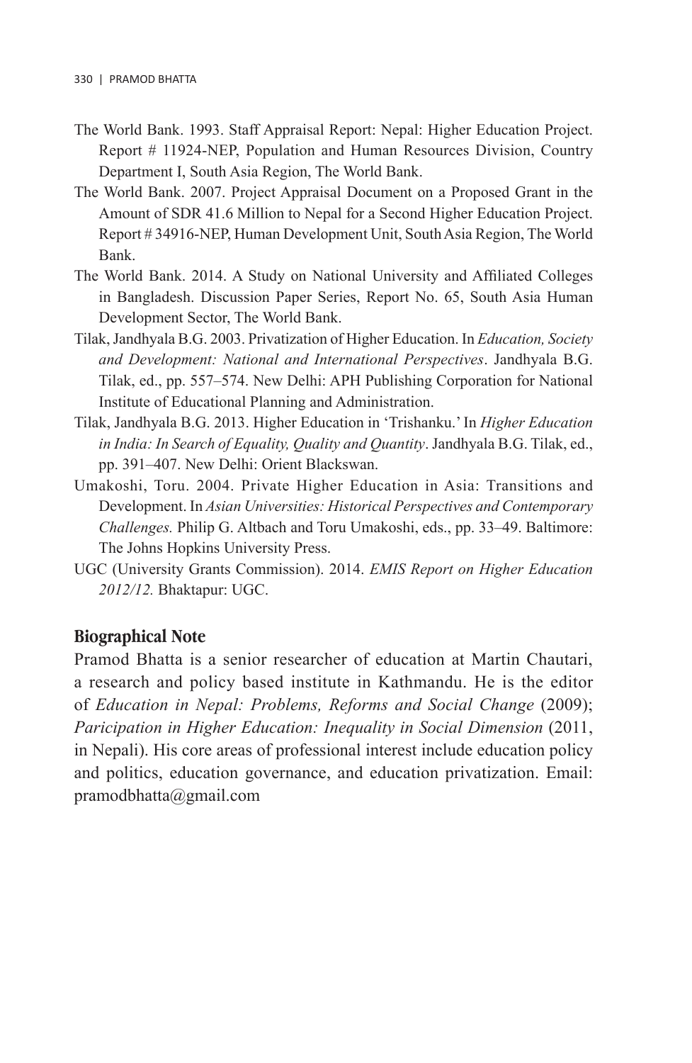The World Bank. 1993. Staff Appraisal Report: Nepal: Higher Education Project. Report # 11924-NEP, Population and Human Resources Division, Country Department I, South Asia Region, The World Bank.

The World Bank. 2007. Project Appraisal Document on a Proposed Grant in the Amount of SDR 41.6 Million to Nepal for a Second Higher Education Project. Report # 34916-NEP, Human Development Unit, South Asia Region, The World Bank.

The World Bank. 2014. A Study on National University and Affiliated Colleges in Bangladesh. Discussion Paper Series, Report No. 65, South Asia Human Development Sector, The World Bank.

Tilak, Jandhyala B.G. 2003. Privatization of Higher Education. In *Education, Society and Development: National and International Perspectives*. Jandhyala B.G. Tilak, ed., pp. 557–574. New Delhi: APH Publishing Corporation for National Institute of Educational Planning and Administration.

Tilak, Jandhyala B.G. 2013. Higher Education in 'Trishanku.' In *Higher Education in India: In Search of Equality, Quality and Quantity*. Jandhyala B.G. Tilak, ed., pp. 391–407. New Delhi: Orient Blackswan.

Umakoshi, Toru. 2004. Private Higher Education in Asia: Transitions and Development. In *Asian Universities: Historical Perspectives and Contemporary Challenges.* Philip G. Altbach and Toru Umakoshi, eds., pp. 33–49. Baltimore: The Johns Hopkins University Press.

UGC (University Grants Commission). 2014. *EMIS Report on Higher Education 2012/12.* Bhaktapur: UGC.

## Biographical Note

Pramod Bhatta is a senior researcher of education at Martin Chautari, a research and policy based institute in Kathmandu. He is the editor of *Education in Nepal: Problems, Reforms and Social Change* (2009); *Paricipation in Higher Education: Inequality in Social Dimension* (2011, in Nepali). His core areas of professional interest include education policy and politics, education governance, and education privatization. Email: pramodbhatta@gmail.com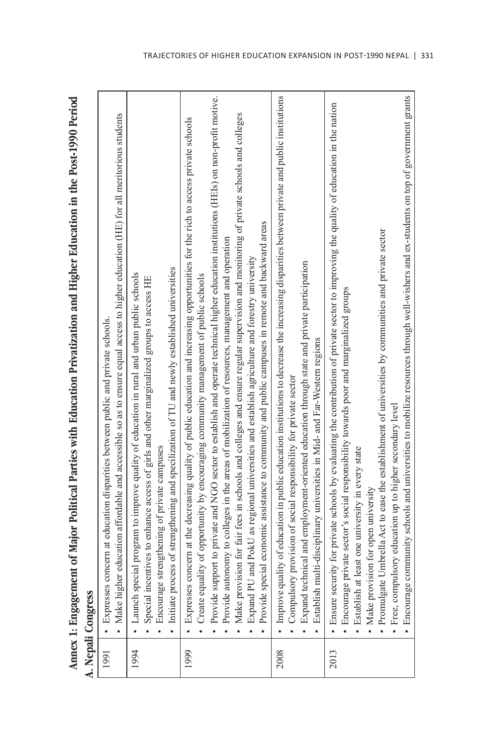**Annex 1: Engagement of Major Political Parties with Education Privatization and Higher Education in the Post-1990 Period**

**A. Nepali Congress**

| | |
|---|---|
| 1991 | • Expresses concern at education disparities between public and private schools.<br>• Make higher education affordable and accessible so as to ensure equal access to higher education (HE) for all meritorious students |
| 1994 | • Launch special program to improve quality of education in rural and urban public schools<br>• Special incentives to enhance access of girls and other marginalized groups to access HE<br>• Encourage strengthening of private campuses<br>• Initiate process of strengthening and specilization of TU and newly established universities |
| 1999 | • Expresses concern at the decreasing quality of public education and increasing opportunities for the rich to access private schools<br>• Create equality of opportunity by encouraging community management of public schools<br>• Provide support to private and NGO sector to establish and operate technical higher education institutions (HEIs) on non-profit motive.<br>• Provide autonomy to colleges in the areas of mobilization of resources, management and operation<br>• Make provision for fair fees in schools and colleges and ensure regular supervision and monitoring of private schools and colleges<br>• Expand PU and PokU as regional universities and establish agriculture and forestry university<br>• Provide special economic assistance to community and public campuses in remote and backward areas |
| 2008 | • Improve quality of education in public education institutions to decrease the increasing disparities between private and public institutions<br>• Compulsory provision of social responsibility for private sector<br>• Expand technical and employment-oriented education through state and private participation<br>• Establish multi-disciplinary universities in Mid- and Far-Western regions |
| 2013 | • Ensure security for private schools by evaluating the contribution of private sector to improving the quality of education in the nation<br>• Encourage private sector's social responsibility towards poor and marginalized groups<br>• Establish at least one university in every state<br>• Make provision for open university<br>• Promulgate Umbrella Act to ease the establishment of universities by communities and private sector<br>• Free, compulsory education up to higher secondary level<br>• Encourage community schools and universities to mobilize resources through well-wishers and ex-students on top of government grants |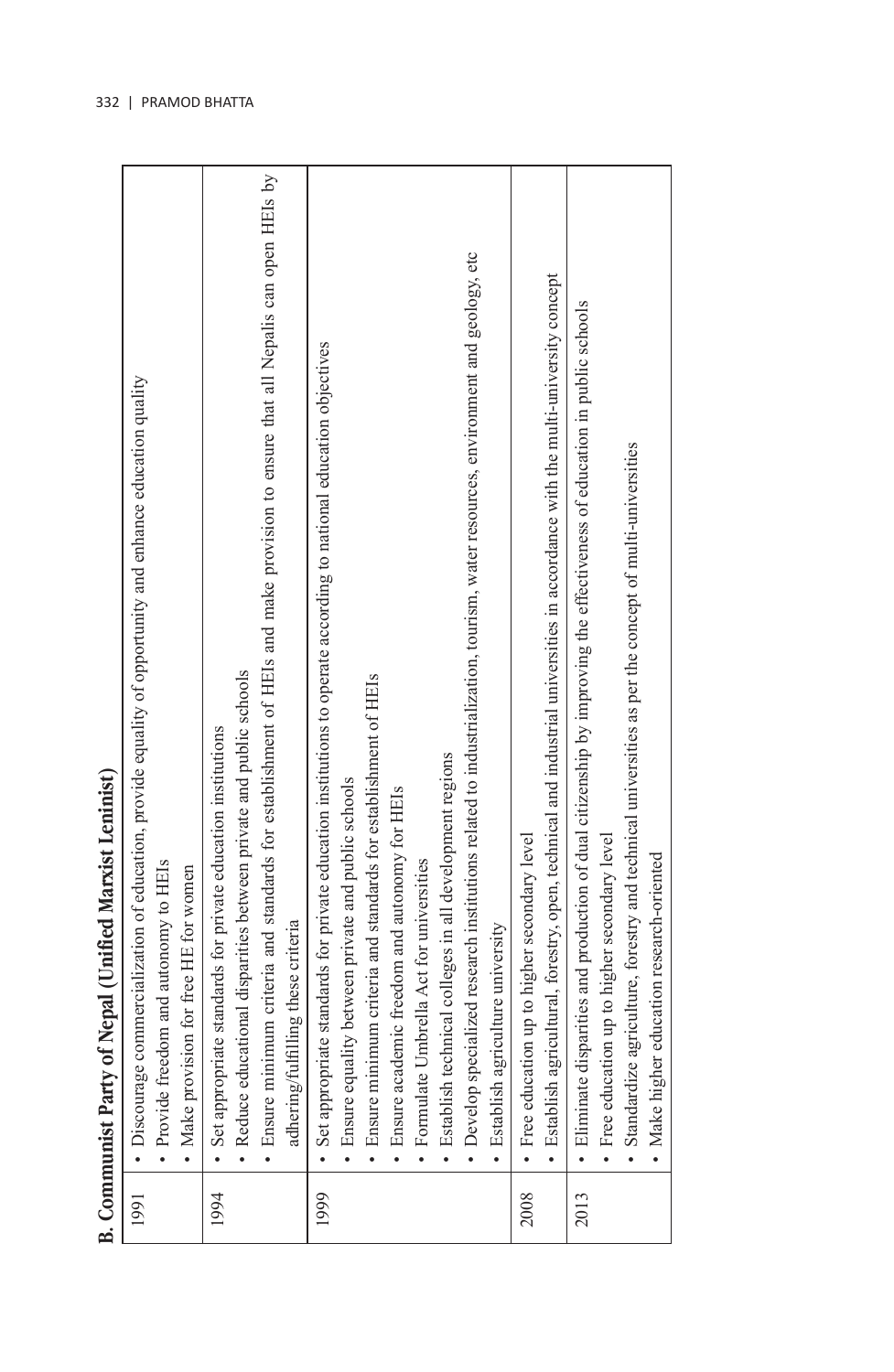**B. Communist Party of Nepal (Unified Marxist Leninist)**

| Year | Provisions |
|---|---|
| 1991 | • Discourage commercialization of education, provide equality of opportunity and enhance education quality<br>• Provide freedom and autonomy to HEIs<br>• Make provision for free HE for women |
| 1994 | • Set appropriate standards for private education institutions<br>• Reduce educational disparities between private and public schools<br>• Ensure minimum criteria and standards for establishment of HEIs and make provision to ensure that all Nepalis can open HEIs by adhering/fulfilling these criteria |
| 1999 | • Set appropriate standards for private education institutions to operate according to national education objectives<br>• Ensure equality between private and public schools<br>• Ensure minimum criteria and standards for establishment of HEIs<br>• Ensure academic freedom and autonomy for HEIs<br>• Formulate Umbrella Act for universities<br>• Establish technical colleges in all development regions<br>• Develop specialized research institutions related to industrialization, tourism, water resources, environment and geology, etc<br>• Establish agriculture university |
| 2008 | • Free education up to higher secondary level<br>• Establish agricultural, forestry, open, technical and industrial universities in accordance with the multi-university concept |
| 2013 | • Eliminate disparities and production of dual citizenship by improving the effectiveness of education in public schools<br>• Free education up to higher secondary level<br>• Standardize agriculture, forestry and technical universities as per the concept of multi-universities<br>• Make higher education research-oriented |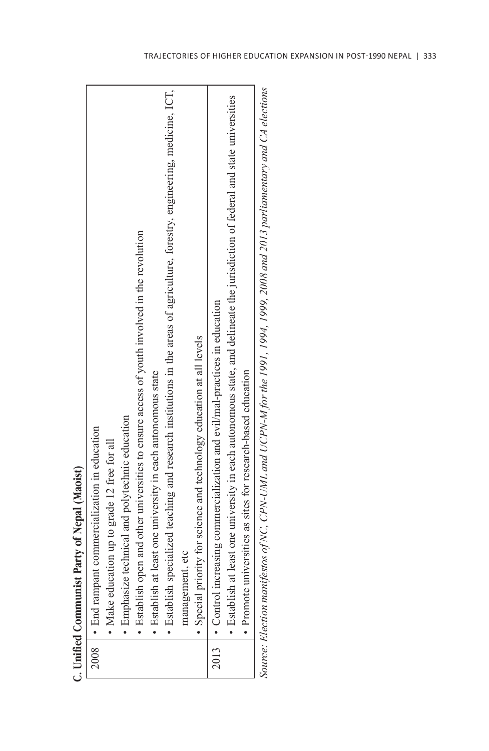**C. Unified Communist Party of Nepal (Maoist)**

| | |
|---|---|
| 2008 | • End rampant commercialization in education<br>• Make education up to grade 12 free for all<br>• Emphasize technical and polytechnic education<br>• Establish open and other universities to ensure access of youth involved in the revolution<br>• Establish at least one university in each autonomous state<br>• Establish specialized teaching and research institutions in the areas of agriculture, forestry, engineering, medicine, ICT, management, etc<br>• Special priority for science and technology education at all levels |
| 2013 | • Control increasing commercialization and evil/mal-practices in education<br>• Establish at least one university in each autonomous state, and delineate the jurisdiction of federal and state universities<br>• Promote universities as sites for research-based education |

*Source: Election manifestos of NC, CPN-UML and UCPN-M for the 1991, 1994, 1999, 2008 and 2013 parliamentary and CA elections*